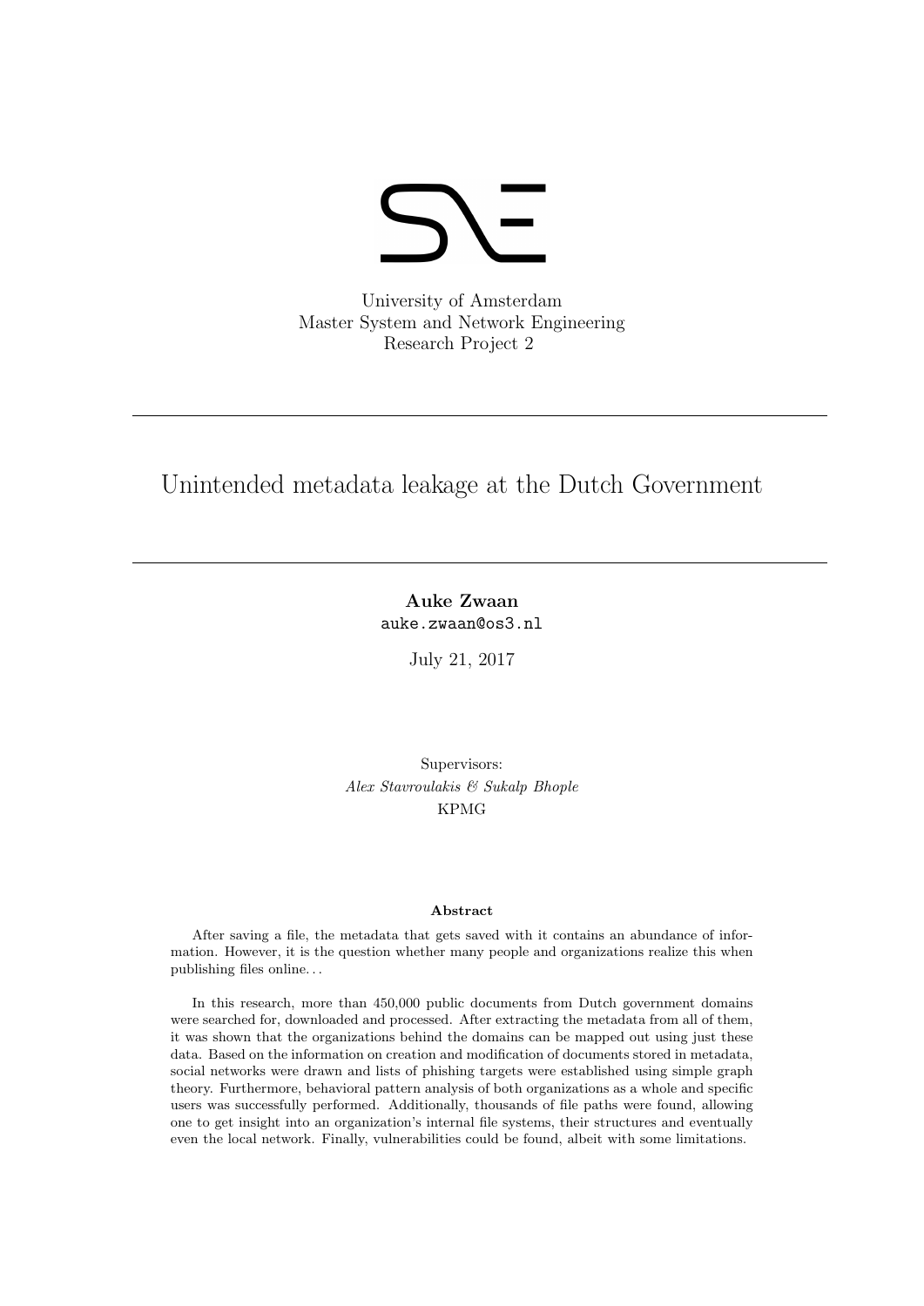University of Amsterdam
Master System and Network Engineering
Research Project 2

# Unintended metadata leakage at the Dutch Government

**Auke Zwaan**
auke.zwaan@os3.nl

July 21, 2017

Supervisors:
*Alex Stavroulakis & Sukalp Bhople*
KPMG

### Abstract

After saving a file, the metadata that gets saved with it contains an abundance of information. However, it is the question whether many people and organizations realize this when publishing files online. . .

In this research, more than 450,000 public documents from Dutch government domains were searched for, downloaded and processed. After extracting the metadata from all of them, it was shown that the organizations behind the domains can be mapped out using just these data. Based on the information on creation and modification of documents stored in metadata, social networks were drawn and lists of phishing targets were established using simple graph theory. Furthermore, behavioral pattern analysis of both organizations as a whole and specific users was successfully performed. Additionally, thousands of file paths were found, allowing one to get insight into an organization's internal file systems, their structures and eventually even the local network. Finally, vulnerabilities could be found, albeit with some limitations.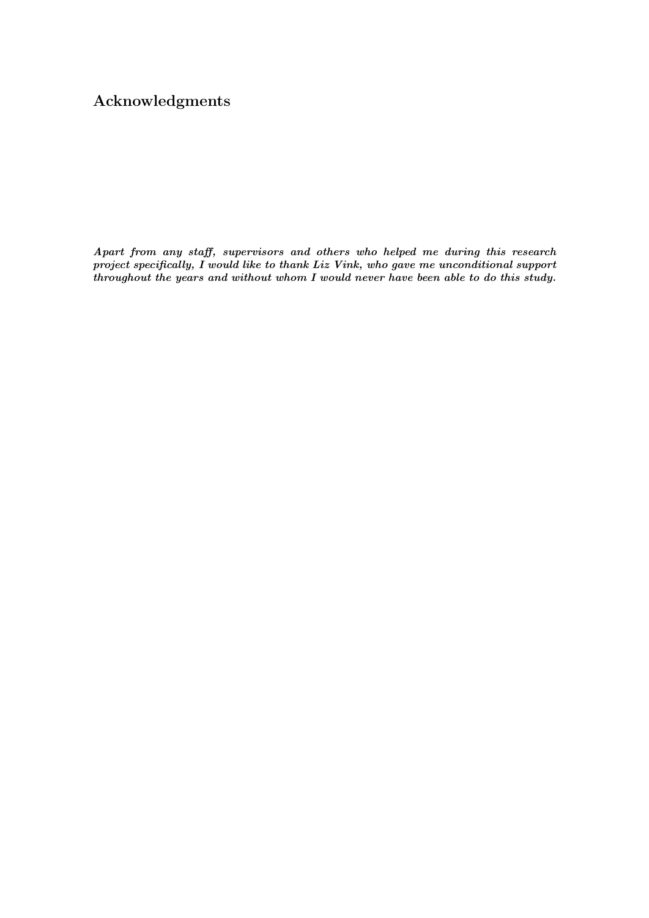## Acknowledgments

***Apart from any staff, supervisors and others who helped me during this research project specifically, I would like to thank Liz Vink, who gave me unconditional support throughout the years and without whom I would never have been able to do this study.***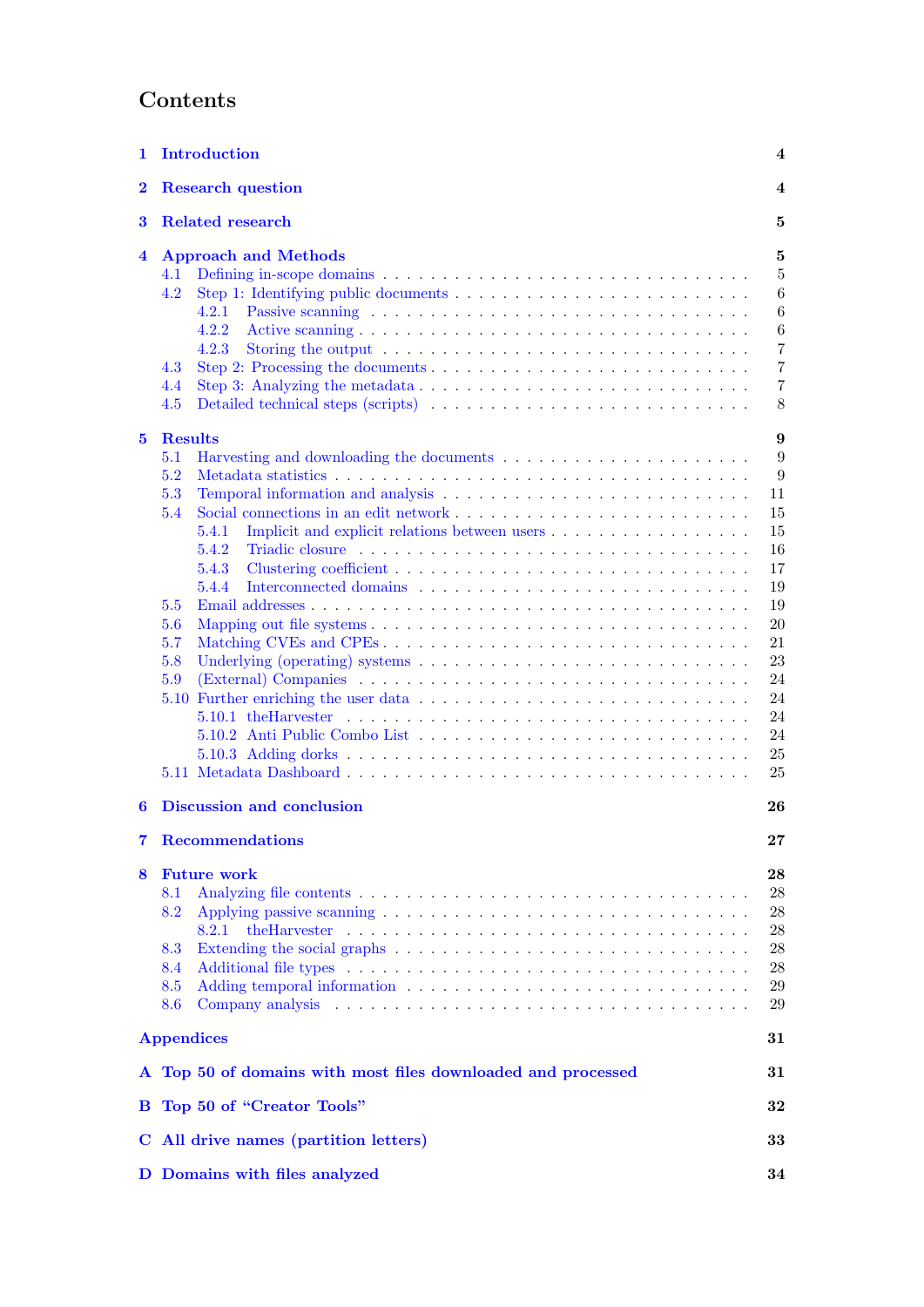# Contents

- **1 Introduction** — 4
- **2 Research question** — 4
- **3 Related research** — 5
- **4 Approach and Methods** — 5
  - 4.1 Defining in-scope domains — 5
  - 4.2 Step 1: Identifying public documents — 6
    - 4.2.1 Passive scanning — 6
    - 4.2.2 Active scanning — 6
    - 4.2.3 Storing the output — 7
  - 4.3 Step 2: Processing the documents — 7
  - 4.4 Step 3: Analyzing the metadata — 7
  - 4.5 Detailed technical steps (scripts) — 8
- **5 Results** — 9
  - 5.1 Harvesting and downloading the documents — 9
  - 5.2 Metadata statistics — 9
  - 5.3 Temporal information and analysis — 11
  - 5.4 Social connections in an edit network — 15
    - 5.4.1 Implicit and explicit relations between users — 15
    - 5.4.2 Triadic closure — 16
    - 5.4.3 Clustering coefficient — 17
    - 5.4.4 Interconnected domains — 19
  - 5.5 Email addresses — 19
  - 5.6 Mapping out file systems — 20
  - 5.7 Matching CVEs and CPEs — 21
  - 5.8 Underlying (operating) systems — 23
  - 5.9 (External) Companies — 24
  - 5.10 Further enriching the user data — 24
    - 5.10.1 theHarvester — 24
    - 5.10.2 Anti Public Combo List — 24
    - 5.10.3 Adding dorks — 25
  - 5.11 Metadata Dashboard — 25
- **6 Discussion and conclusion** — 26
- **7 Recommendations** — 27
- **8 Future work** — 28
  - 8.1 Analyzing file contents — 28
  - 8.2 Applying passive scanning — 28
    - 8.2.1 theHarvester — 28
  - 8.3 Extending the social graphs — 28
  - 8.4 Additional file types — 28
  - 8.5 Adding temporal information — 29
  - 8.6 Company analysis — 29
- **Appendices** — 31
- **A Top 50 of domains with most files downloaded and processed** — 31
- **B Top 50 of “Creator Tools”** — 32
- **C All drive names (partition letters)** — 33
- **D Domains with files analyzed** — 34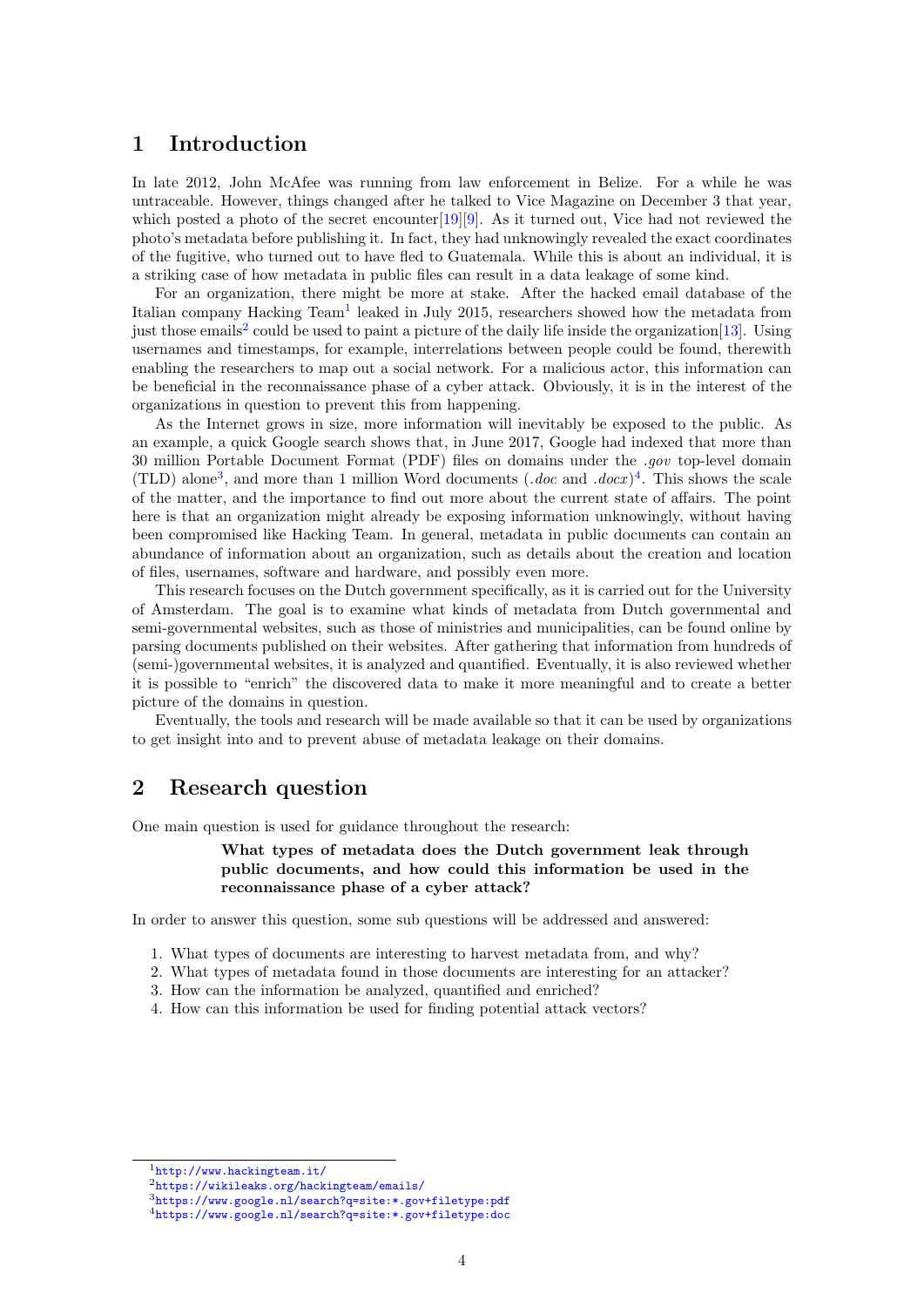## 1 Introduction

In late 2012, John McAfee was running from law enforcement in Belize. For a while he was untraceable. However, things changed after he talked to Vice Magazine on December 3 that year, which posted a photo of the secret encounter[19][9]. As it turned out, Vice had not reviewed the photo's metadata before publishing it. In fact, they had unknowingly revealed the exact coordinates of the fugitive, who turned out to have fled to Guatemala. While this is about an individual, it is a striking case of how metadata in public files can result in a data leakage of some kind.

For an organization, there might be more at stake. After the hacked email database of the Italian company Hacking Team[1] leaked in July 2015, researchers showed how the metadata from just those emails[2] could be used to paint a picture of the daily life inside the organization[13]. Using usernames and timestamps, for example, interrelations between people could be found, therewith enabling the researchers to map out a social network. For a malicious actor, this information can be beneficial in the reconnaissance phase of a cyber attack. Obviously, it is in the interest of the organizations in question to prevent this from happening.

As the Internet grows in size, more information will inevitably be exposed to the public. As an example, a quick Google search shows that, in June 2017, Google had indexed that more than 30 million Portable Document Format (PDF) files on domains under the *.gov* top-level domain (TLD) alone[3], and more than 1 million Word documents (*.doc* and *.docx*)[4]. This shows the scale of the matter, and the importance to find out more about the current state of affairs. The point here is that an organization might already be exposing information unknowingly, without having been compromised like Hacking Team. In general, metadata in public documents can contain an abundance of information about an organization, such as details about the creation and location of files, usernames, software and hardware, and possibly even more.

This research focuses on the Dutch government specifically, as it is carried out for the University of Amsterdam. The goal is to examine what kinds of metadata from Dutch governmental and semi-governmental websites, such as those of ministries and municipalities, can be found online by parsing documents published on their websites. After gathering that information from hundreds of (semi-)governmental websites, it is analyzed and quantified. Eventually, it is also reviewed whether it is possible to "enrich" the discovered data to make it more meaningful and to create a better picture of the domains in question.

Eventually, the tools and research will be made available so that it can be used by organizations to get insight into and to prevent abuse of metadata leakage on their domains.

## 2 Research question

One main question is used for guidance throughout the research:

> **What types of metadata does the Dutch government leak through public documents, and how could this information be used in the reconnaissance phase of a cyber attack?**

In order to answer this question, some sub questions will be addressed and answered:

1. What types of documents are interesting to harvest metadata from, and why?
2. What types of metadata found in those documents are interesting for an attacker?
3. How can the information be analyzed, quantified and enriched?
4. How can this information be used for finding potential attack vectors?

---

[1] http://www.hackingteam.it/

[2] https://wikileaks.org/hackingteam/emails/

[3] https://www.google.nl/search?q=site:*.gov+filetype:pdf

[4] https://www.google.nl/search?q=site:*.gov+filetype:doc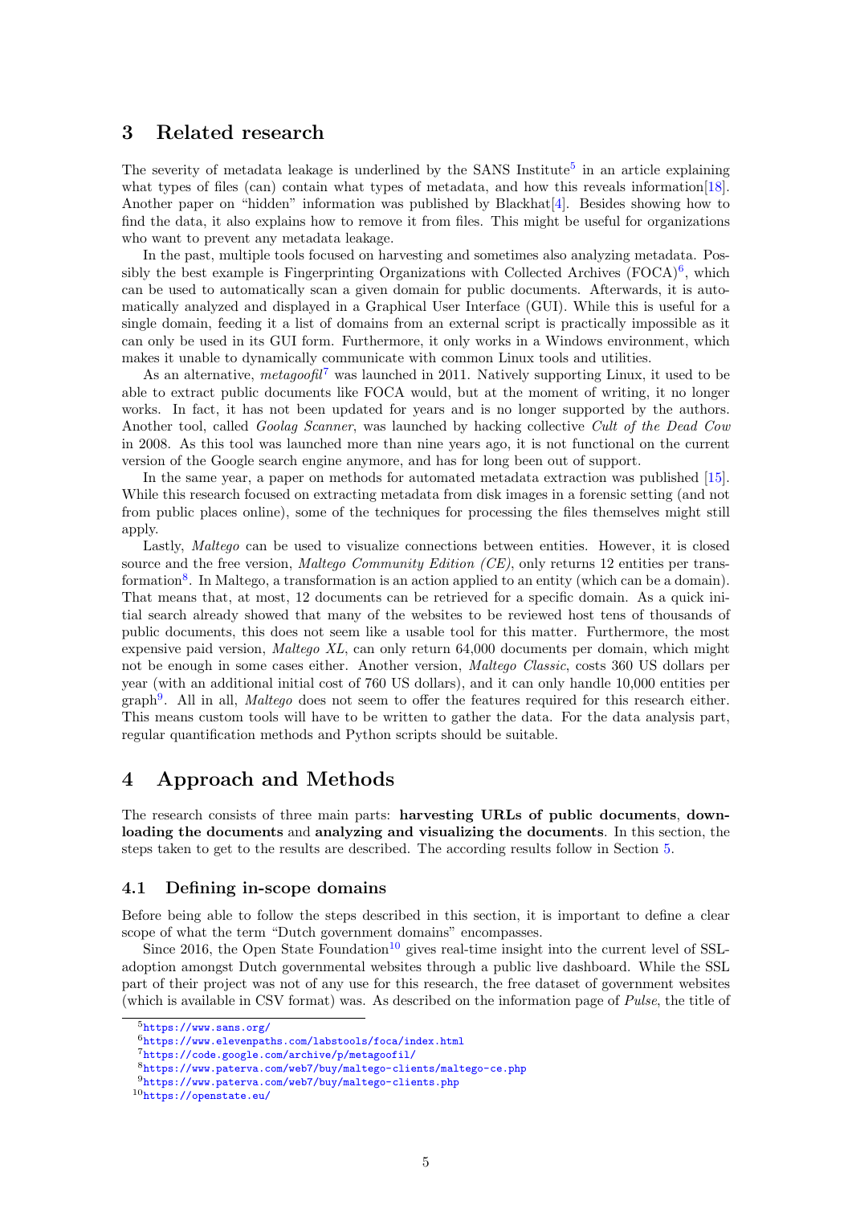## 3 Related research

The severity of metadata leakage is underlined by the SANS Institute[5] in an article explaining what types of files (can) contain what types of metadata, and how this reveals information[18]. Another paper on "hidden" information was published by Blackhat[4]. Besides showing how to find the data, it also explains how to remove it from files. This might be useful for organizations who want to prevent any metadata leakage.

In the past, multiple tools focused on harvesting and sometimes also analyzing metadata. Possibly the best example is Fingerprinting Organizations with Collected Archives (FOCA)[6], which can be used to automatically scan a given domain for public documents. Afterwards, it is automatically analyzed and displayed in a Graphical User Interface (GUI). While this is useful for a single domain, feeding it a list of domains from an external script is practically impossible as it can only be used in its GUI form. Furthermore, it only works in a Windows environment, which makes it unable to dynamically communicate with common Linux tools and utilities.

As an alternative, *metagoofil*[7] was launched in 2011. Natively supporting Linux, it used to be able to extract public documents like FOCA would, but at the moment of writing, it no longer works. In fact, it has not been updated for years and is no longer supported by the authors. Another tool, called *Goolag Scanner*, was launched by hacking collective *Cult of the Dead Cow* in 2008. As this tool was launched more than nine years ago, it is not functional on the current version of the Google search engine anymore, and has for long been out of support.

In the same year, a paper on methods for automated metadata extraction was published [15]. While this research focused on extracting metadata from disk images in a forensic setting (and not from public places online), some of the techniques for processing the files themselves might still apply.

Lastly, *Maltego* can be used to visualize connections between entities. However, it is closed source and the free version, *Maltego Community Edition (CE)*, only returns 12 entities per transformation[8]. In Maltego, a transformation is an action applied to an entity (which can be a domain). That means that, at most, 12 documents can be retrieved for a specific domain. As a quick initial search already showed that many of the websites to be reviewed host tens of thousands of public documents, this does not seem like a usable tool for this matter. Furthermore, the most expensive paid version, *Maltego XL*, can only return 64,000 documents per domain, which might not be enough in some cases either. Another version, *Maltego Classic*, costs 360 US dollars per year (with an additional initial cost of 760 US dollars), and it can only handle 10,000 entities per graph[9]. All in all, *Maltego* does not seem to offer the features required for this research either. This means custom tools will have to be written to gather the data. For the data analysis part, regular quantification methods and Python scripts should be suitable.

## 4 Approach and Methods

The research consists of three main parts: **harvesting URLs of public documents**, **downloading the documents** and **analyzing and visualizing the documents**. In this section, the steps taken to get to the results are described. The according results follow in Section 5.

### 4.1 Defining in-scope domains

Before being able to follow the steps described in this section, it is important to define a clear scope of what the term "Dutch government domains" encompasses.

Since 2016, the Open State Foundation[10] gives real-time insight into the current level of SSL-adoption amongst Dutch governmental websites through a public live dashboard. While the SSL part of their project was not of any use for this research, the free dataset of government websites (which is available in CSV format) was. As described on the information page of *Pulse*, the title of

[5] https://www.sans.org/

[6] https://www.elevenpaths.com/labstools/foca/index.html

[7] https://code.google.com/archive/p/metagoofil/

[8] https://www.paterva.com/web7/buy/maltego-clients/maltego-ce.php

[9] https://www.paterva.com/web7/buy/maltego-clients.php

[10] https://openstate.eu/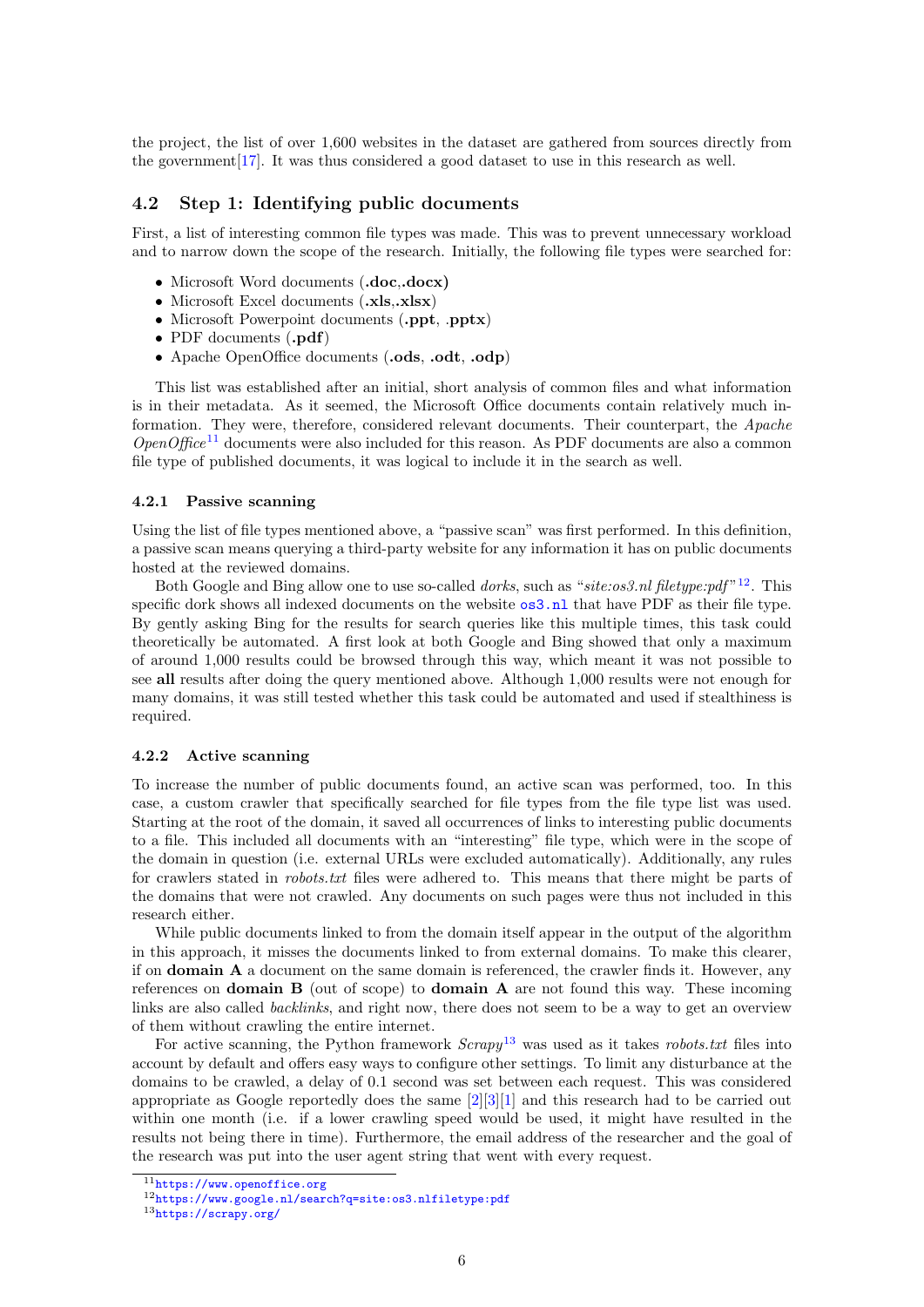the project, the list of over 1,600 websites in the dataset are gathered from sources directly from the government[17]. It was thus considered a good dataset to use in this research as well.

## 4.2 Step 1: Identifying public documents

First, a list of interesting common file types was made. This was to prevent unnecessary workload and to narrow down the scope of the research. Initially, the following file types were searched for:

- Microsoft Word documents (**.doc**,**.docx)**
- Microsoft Excel documents (**.xls**,**.xlsx**)
- Microsoft Powerpoint documents (**.ppt**, **.pptx**)
- PDF documents (**.pdf**)
- Apache OpenOffice documents (**.ods**, **.odt**, **.odp**)

This list was established after an initial, short analysis of common files and what information is in their metadata. As it seemed, the Microsoft Office documents contain relatively much information. They were, therefore, considered relevant documents. Their counterpart, the *Apache OpenOffice*[11] documents were also included for this reason. As PDF documents are also a common file type of published documents, it was logical to include it in the search as well.

### 4.2.1 Passive scanning

Using the list of file types mentioned above, a "passive scan" was first performed. In this definition, a passive scan means querying a third-party website for any information it has on public documents hosted at the reviewed domains.

Both Google and Bing allow one to use so-called *dorks*, such as "*site:os3.nl filetype:pdf*"[12]. This specific dork shows all indexed documents on the website `os3.nl` that have PDF as their file type. By gently asking Bing for the results for search queries like this multiple times, this task could theoretically be automated. A first look at both Google and Bing showed that only a maximum of around 1,000 results could be browsed through this way, which meant it was not possible to see **all** results after doing the query mentioned above. Although 1,000 results were not enough for many domains, it was still tested whether this task could be automated and used if stealthiness is required.

### 4.2.2 Active scanning

To increase the number of public documents found, an active scan was performed, too. In this case, a custom crawler that specifically searched for file types from the file type list was used. Starting at the root of the domain, it saved all occurrences of links to interesting public documents to a file. This included all documents with an "interesting" file type, which were in the scope of the domain in question (i.e. external URLs were excluded automatically). Additionally, any rules for crawlers stated in *robots.txt* files were adhered to. This means that there might be parts of the domains that were not crawled. Any documents on such pages were thus not included in this research either.

While public documents linked to from the domain itself appear in the output of the algorithm in this approach, it misses the documents linked to from external domains. To make this clearer, if on **domain A** a document on the same domain is referenced, the crawler finds it. However, any references on **domain B** (out of scope) to **domain A** are not found this way. These incoming links are also called *backlinks*, and right now, there does not seem to be a way to get an overview of them without crawling the entire internet.

For active scanning, the Python framework *Scrapy*[13] was used as it takes *robots.txt* files into account by default and offers easy ways to configure other settings. To limit any disturbance at the domains to be crawled, a delay of 0.1 second was set between each request. This was considered appropriate as Google reportedly does the same [2][3][1] and this research had to be carried out within one month (i.e. if a lower crawling speed would be used, it might have resulted in the results not being there in time). Furthermore, the email address of the researcher and the goal of the research was put into the user agent string that went with every request.

---

[11] https://www.openoffice.org

[12] https://www.google.nl/search?q=site:os3.nlfiletype:pdf

[13] https://scrapy.org/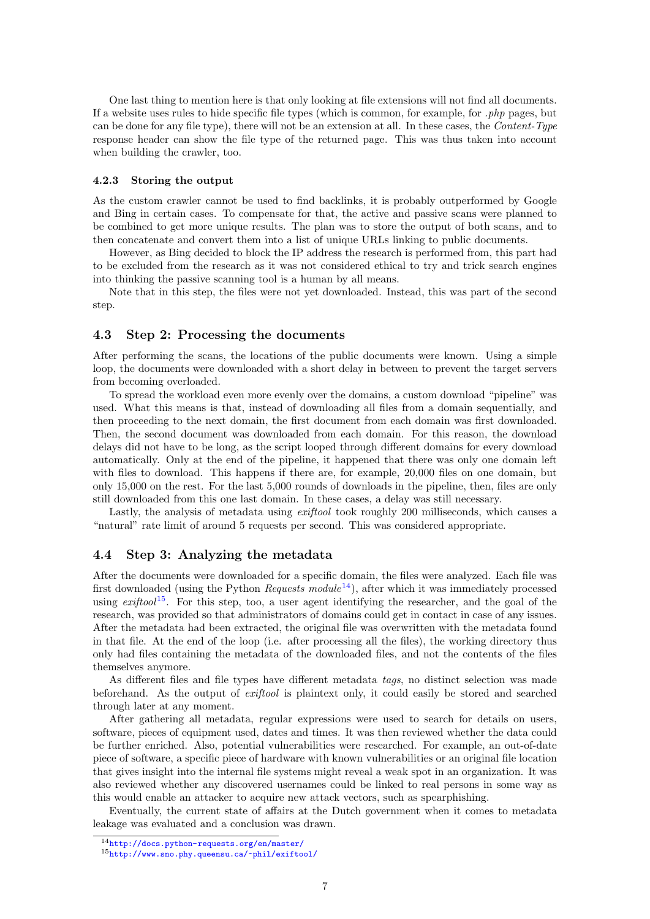One last thing to mention here is that only looking at file extensions will not find all documents. If a website uses rules to hide specific file types (which is common, for example, for *.php* pages, but can be done for any file type), there will not be an extension at all. In these cases, the *Content-Type* response header can show the file type of the returned page. This was thus taken into account when building the crawler, too.

#### 4.2.3 Storing the output

As the custom crawler cannot be used to find backlinks, it is probably outperformed by Google and Bing in certain cases. To compensate for that, the active and passive scans were planned to be combined to get more unique results. The plan was to store the output of both scans, and to then concatenate and convert them into a list of unique URLs linking to public documents.

However, as Bing decided to block the IP address the research is performed from, this part had to be excluded from the research as it was not considered ethical to try and trick search engines into thinking the passive scanning tool is a human by all means.

Note that in this step, the files were not yet downloaded. Instead, this was part of the second step.

### 4.3 Step 2: Processing the documents

After performing the scans, the locations of the public documents were known. Using a simple loop, the documents were downloaded with a short delay in between to prevent the target servers from becoming overloaded.

To spread the workload even more evenly over the domains, a custom download "pipeline" was used. What this means is that, instead of downloading all files from a domain sequentially, and then proceeding to the next domain, the first document from each domain was first downloaded. Then, the second document was downloaded from each domain. For this reason, the download delays did not have to be long, as the script looped through different domains for every download automatically. Only at the end of the pipeline, it happened that there was only one domain left with files to download. This happens if there are, for example, 20,000 files on one domain, but only 15,000 on the rest. For the last 5,000 rounds of downloads in the pipeline, then, files are only still downloaded from this one last domain. In these cases, a delay was still necessary.

Lastly, the analysis of metadata using *exiftool* took roughly 200 milliseconds, which causes a "natural" rate limit of around 5 requests per second. This was considered appropriate.

### 4.4 Step 3: Analyzing the metadata

After the documents were downloaded for a specific domain, the files were analyzed. Each file was first downloaded (using the Python *Requests module*[14]), after which it was immediately processed using *exiftool*[15]. For this step, too, a user agent identifying the researcher, and the goal of the research, was provided so that administrators of domains could get in contact in case of any issues. After the metadata had been extracted, the original file was overwritten with the metadata found in that file. At the end of the loop (i.e. after processing all the files), the working directory thus only had files containing the metadata of the downloaded files, and not the contents of the files themselves anymore.

As different files and file types have different metadata *tags*, no distinct selection was made beforehand. As the output of *exiftool* is plaintext only, it could easily be stored and searched through later at any moment.

After gathering all metadata, regular expressions were used to search for details on users, software, pieces of equipment used, dates and times. It was then reviewed whether the data could be further enriched. Also, potential vulnerabilities were researched. For example, an out-of-date piece of software, a specific piece of hardware with known vulnerabilities or an original file location that gives insight into the internal file systems might reveal a weak spot in an organization. It was also reviewed whether any discovered usernames could be linked to real persons in some way as this would enable an attacker to acquire new attack vectors, such as spearphishing.

Eventually, the current state of affairs at the Dutch government when it comes to metadata leakage was evaluated and a conclusion was drawn.

---

[14] http://docs.python-requests.org/en/master/

[15] http://www.sno.phy.queensu.ca/~phil/exiftool/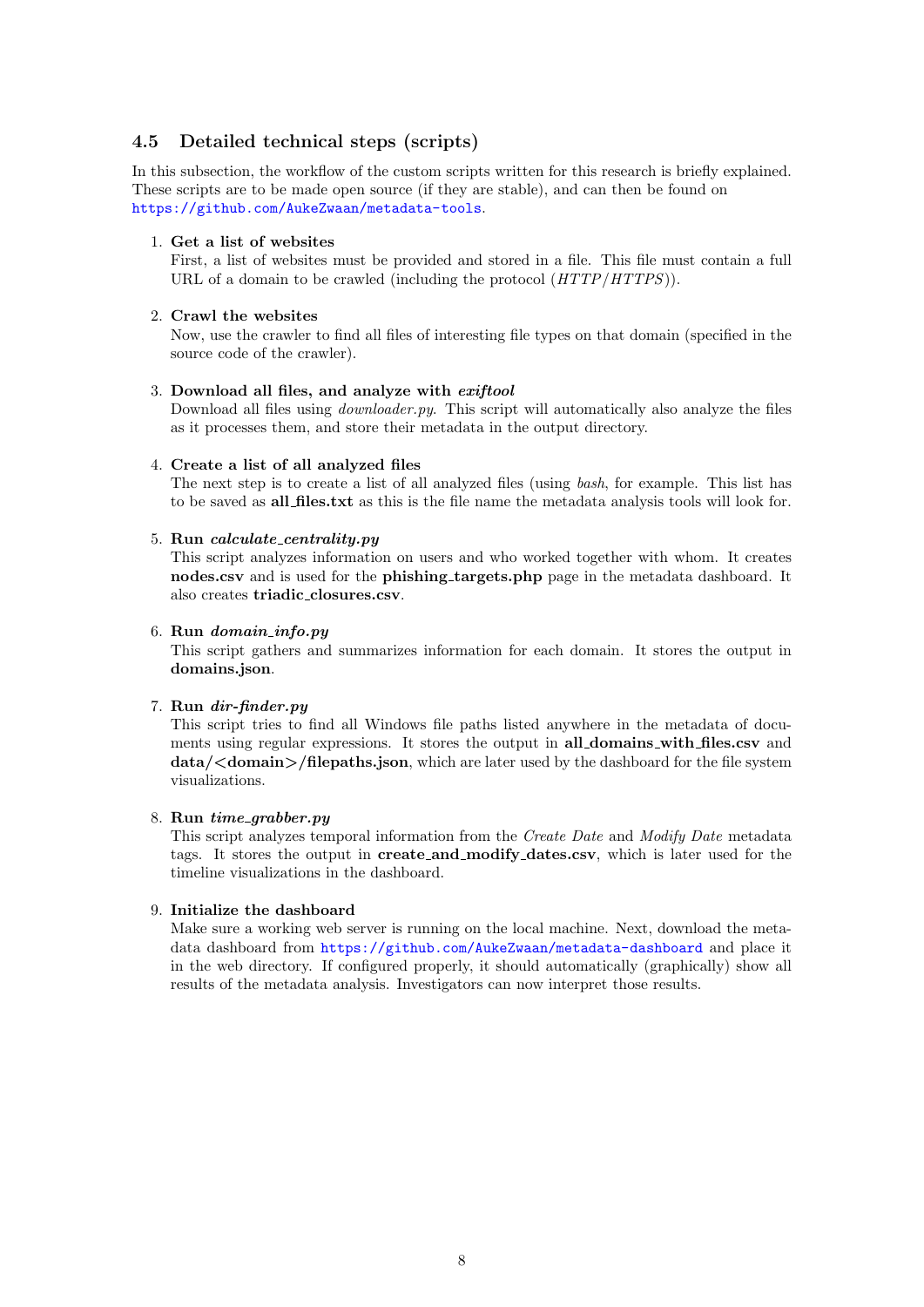### 4.5 Detailed technical steps (scripts)

In this subsection, the workflow of the custom scripts written for this research is briefly explained. These scripts are to be made open source (if they are stable), and can then be found on https://github.com/AukeZwaan/metadata-tools.

1. **Get a list of websites**
   First, a list of websites must be provided and stored in a file. This file must contain a full URL of a domain to be crawled (including the protocol (*HTTP*/*HTTPS*)).

2. **Crawl the websites**
   Now, use the crawler to find all files of interesting file types on that domain (specified in the source code of the crawler).

3. **Download all files, and analyze with *exiftool***
   Download all files using *downloader.py*. This script will automatically also analyze the files as it processes them, and store their metadata in the output directory.

4. **Create a list of all analyzed files**
   The next step is to create a list of all analyzed files (using *bash*, for example. This list has to be saved as **all_files.txt** as this is the file name the metadata analysis tools will look for.

5. **Run *calculate_centrality.py***
   This script analyzes information on users and who worked together with whom. It creates **nodes.csv** and is used for the **phishing_targets.php** page in the metadata dashboard. It also creates **triadic_closures.csv**.

6. **Run *domain_info.py***
   This script gathers and summarizes information for each domain. It stores the output in **domains.json**.

7. **Run *dir-finder.py***
   This script tries to find all Windows file paths listed anywhere in the metadata of documents using regular expressions. It stores the output in **all_domains_with_files.csv** and **data/<domain>/filepaths.json**, which are later used by the dashboard for the file system visualizations.

8. **Run *time_grabber.py***
   This script analyzes temporal information from the *Create Date* and *Modify Date* metadata tags. It stores the output in **create_and_modify_dates.csv**, which is later used for the timeline visualizations in the dashboard.

9. **Initialize the dashboard**
   Make sure a working web server is running on the local machine. Next, download the metadata dashboard from https://github.com/AukeZwaan/metadata-dashboard and place it in the web directory. If configured properly, it should automatically (graphically) show all results of the metadata analysis. Investigators can now interpret those results.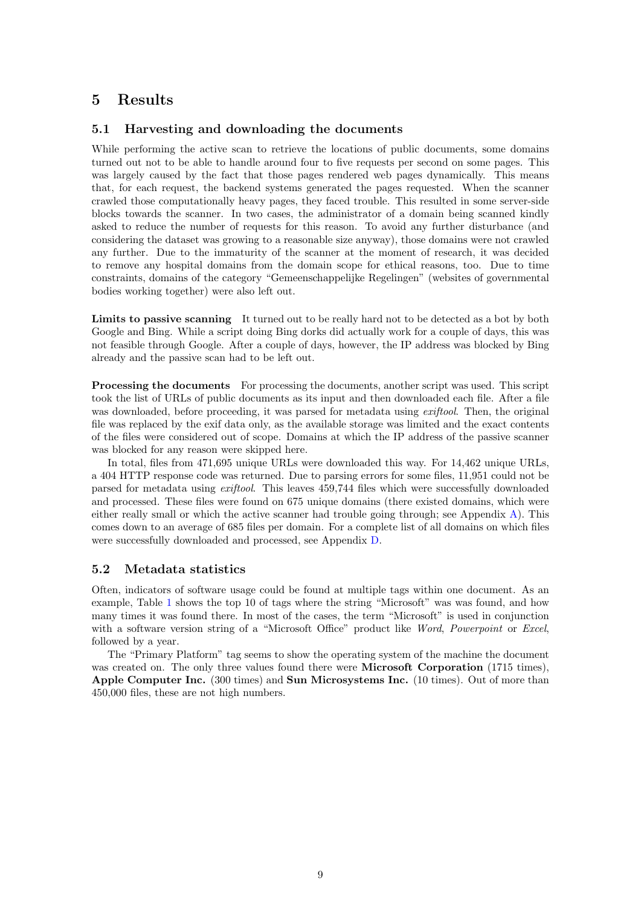# 5 Results

## 5.1 Harvesting and downloading the documents

While performing the active scan to retrieve the locations of public documents, some domains turned out not to be able to handle around four to five requests per second on some pages. This was largely caused by the fact that those pages rendered web pages dynamically. This means that, for each request, the backend systems generated the pages requested. When the scanner crawled those computationally heavy pages, they faced trouble. This resulted in some server-side blocks towards the scanner. In two cases, the administrator of a domain being scanned kindly asked to reduce the number of requests for this reason. To avoid any further disturbance (and considering the dataset was growing to a reasonable size anyway), those domains were not crawled any further. Due to the immaturity of the scanner at the moment of research, it was decided to remove any hospital domains from the domain scope for ethical reasons, too. Due to time constraints, domains of the category "Gemeenschappelijke Regelingen" (websites of governmental bodies working together) were also left out.

**Limits to passive scanning** It turned out to be really hard not to be detected as a bot by both Google and Bing. While a script doing Bing dorks did actually work for a couple of days, this was not feasible through Google. After a couple of days, however, the IP address was blocked by Bing already and the passive scan had to be left out.

**Processing the documents** For processing the documents, another script was used. This script took the list of URLs of public documents as its input and then downloaded each file. After a file was downloaded, before proceeding, it was parsed for metadata using *exiftool*. Then, the original file was replaced by the exif data only, as the available storage was limited and the exact contents of the files were considered out of scope. Domains at which the IP address of the passive scanner was blocked for any reason were skipped here.

In total, files from 471,695 unique URLs were downloaded this way. For 14,462 unique URLs, a 404 HTTP response code was returned. Due to parsing errors for some files, 11,951 could not be parsed for metadata using *exiftool*. This leaves 459,744 files which were successfully downloaded and processed. These files were found on 675 unique domains (there existed domains, which were either really small or which the active scanner had trouble going through; see Appendix A). This comes down to an average of 685 files per domain. For a complete list of all domains on which files were successfully downloaded and processed, see Appendix D.

## 5.2 Metadata statistics

Often, indicators of software usage could be found at multiple tags within one document. As an example, Table 1 shows the top 10 of tags where the string "Microsoft" was was found, and how many times it was found there. In most of the cases, the term "Microsoft" is used in conjunction with a software version string of a "Microsoft Office" product like *Word*, *Powerpoint* or *Excel*, followed by a year.

The "Primary Platform" tag seems to show the operating system of the machine the document was created on. The only three values found there were **Microsoft Corporation** (1715 times), **Apple Computer Inc.** (300 times) and **Sun Microsystems Inc.** (10 times). Out of more than 450,000 files, these are not high numbers.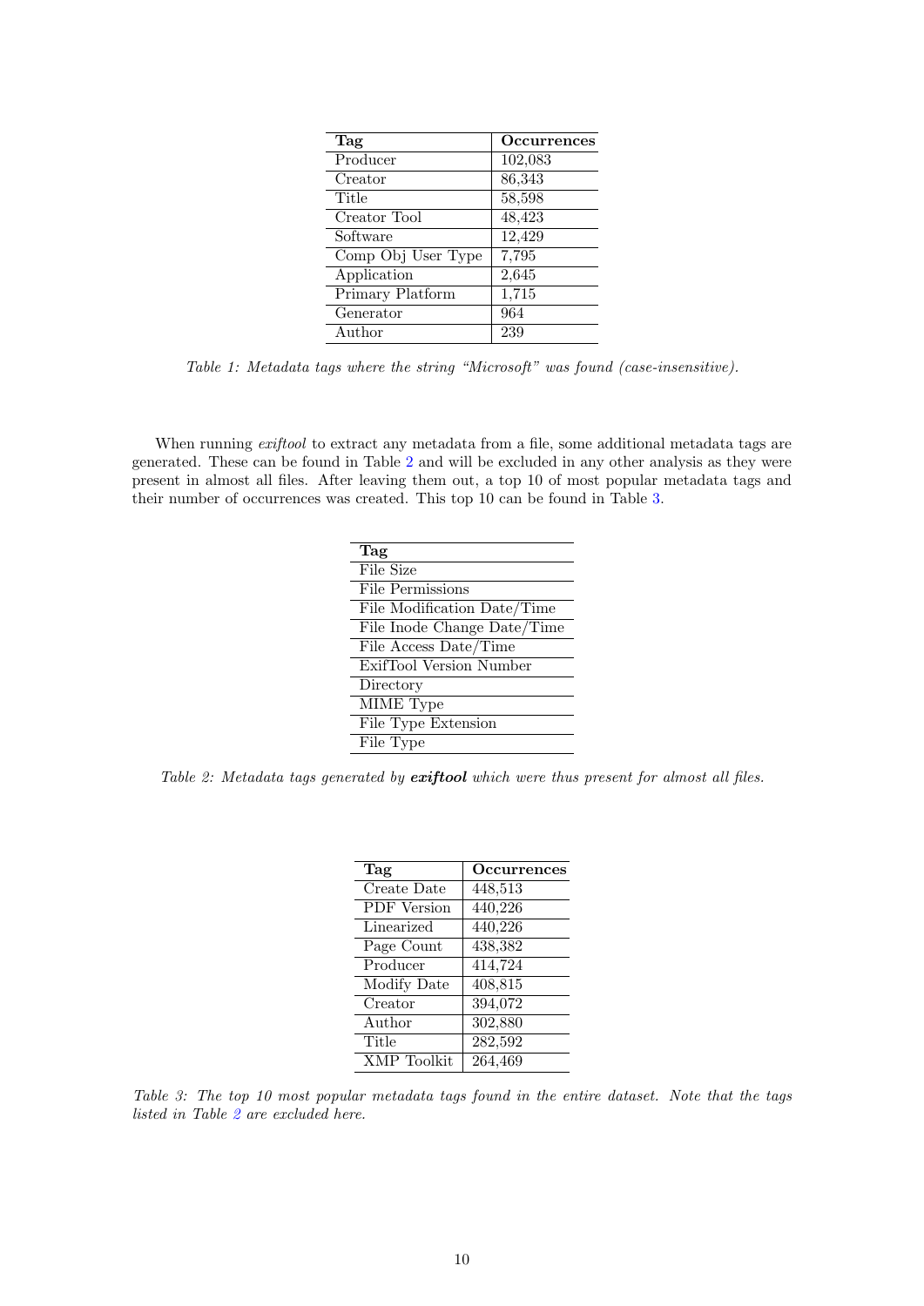| Tag | Occurrences |
|---|---|
| Producer | 102,083 |
| Creator | 86,343 |
| Title | 58,598 |
| Creator Tool | 48,423 |
| Software | 12,429 |
| Comp Obj User Type | 7,795 |
| Application | 2,645 |
| Primary Platform | 1,715 |
| Generator | 964 |
| Author | 239 |

*Table 1: Metadata tags where the string "Microsoft" was found (case-insensitive).*

When running *exiftool* to extract any metadata from a file, some additional metadata tags are generated. These can be found in Table 2 and will be excluded in any other analysis as they were present in almost all files. After leaving them out, a top 10 of most popular metadata tags and their number of occurrences was created. This top 10 can be found in Table 3.

| Tag |
|---|
| File Size |
| File Permissions |
| File Modification Date/Time |
| File Inode Change Date/Time |
| File Access Date/Time |
| ExifTool Version Number |
| Directory |
| MIME Type |
| File Type Extension |
| File Type |

*Table 2: Metadata tags generated by **exiftool** which were thus present for almost all files.*

| Tag | Occurrences |
|---|---|
| Create Date | 448,513 |
| PDF Version | 440,226 |
| Linearized | 440,226 |
| Page Count | 438,382 |
| Producer | 414,724 |
| Modify Date | 408,815 |
| Creator | 394,072 |
| Author | 302,880 |
| Title | 282,592 |
| XMP Toolkit | 264,469 |

*Table 3: The top 10 most popular metadata tags found in the entire dataset. Note that the tags listed in Table 2 are excluded here.*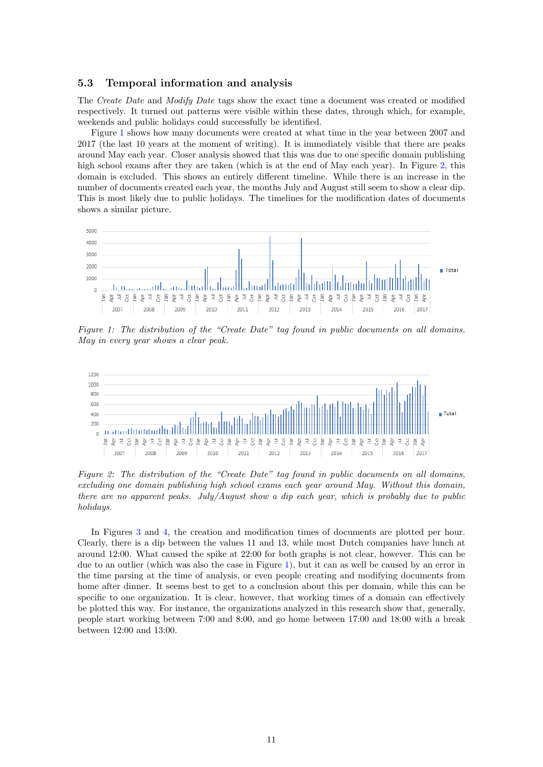### 5.3 Temporal information and analysis

The *Create Date* and *Modify Date* tags show the exact time a document was created or modified respectively. It turned out patterns were visible within these dates, through which, for example, weekends and public holidays could successfully be identified.

Figure 1 shows how many documents were created at what time in the year between 2007 and 2017 (the last 10 years at the moment of writing). It is immediately visible that there are peaks around May each year. Closer analysis showed that this was due to one specific domain publishing high school exams after they are taken (which is at the end of May each year). In Figure 2, this domain is excluded. This shows an entirely different timeline. While there is an increase in the number of documents created each year, the months July and August still seem to show a clear dip. This is most likely due to public holidays. The timelines for the modification dates of documents shows a similar picture.

*Figure 1: The distribution of the "Create Date" tag found in public documents on all domains. May in every year shows a clear peak.*

*Figure 2: The distribution of the "Create Date" tag found in public documents on all domains, excluding one domain publishing high school exams each year around May. Without this domain, there are no apparent peaks. July/August show a dip each year, which is probably due to public holidays.*

In Figures 3 and 4, the creation and modification times of documents are plotted per hour. Clearly, there is a dip between the values 11 and 13, while most Dutch companies have lunch at around 12:00. What caused the spike at 22:00 for both graphs is not clear, however. This can be due to an outlier (which was also the case in Figure 1), but it can as well be caused by an error in the time parsing at the time of analysis, or even people creating and modifying documents from home after dinner. It seems best to get to a conclusion about this per domain, while this can be specific to one organization. It is clear, however, that working times of a domain can effectively be plotted this way. For instance, the organizations analyzed in this research show that, generally, people start working between 7:00 and 8:00, and go home between 17:00 and 18:00 with a break between 12:00 and 13:00.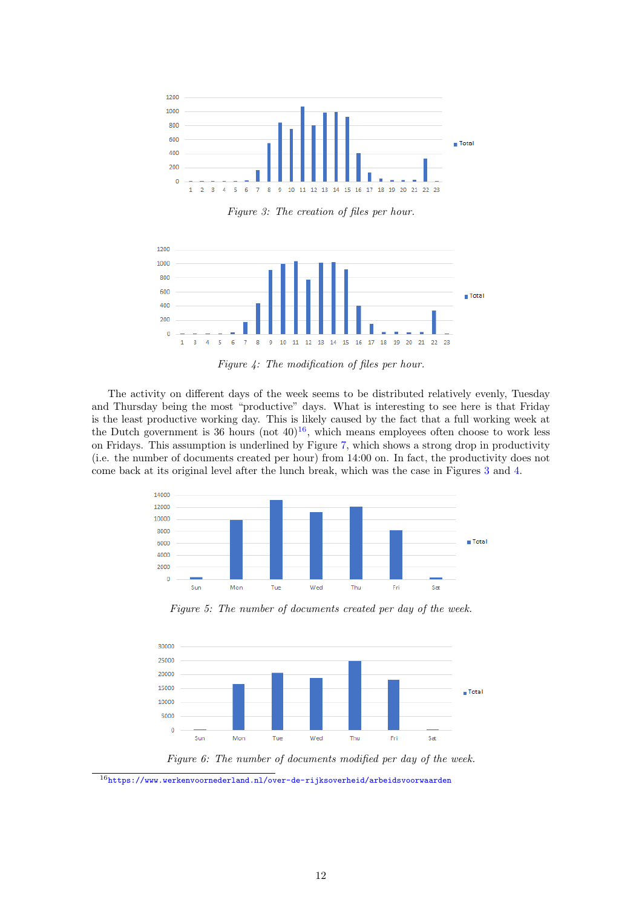*Figure 3: The creation of files per hour.*

*Figure 4: The modification of files per hour.*

The activity on different days of the week seems to be distributed relatively evenly, Tuesday and Thursday being the most "productive" days. What is interesting to see here is that Friday is the least productive working day. This is likely caused by the fact that a full working week at the Dutch government is 36 hours (not 40)[16], which means employees often choose to work less on Fridays. This assumption is underlined by Figure 7, which shows a strong drop in productivity (i.e. the number of documents created per hour) from 14:00 on. In fact, the productivity does not come back at its original level after the lunch break, which was the case in Figures 3 and 4.

*Figure 5: The number of documents created per day of the week.*

*Figure 6: The number of documents modified per day of the week.*

[16] https://www.werkenvoornederland.nl/over-de-rijksoverheid/arbeidsvoorwaarden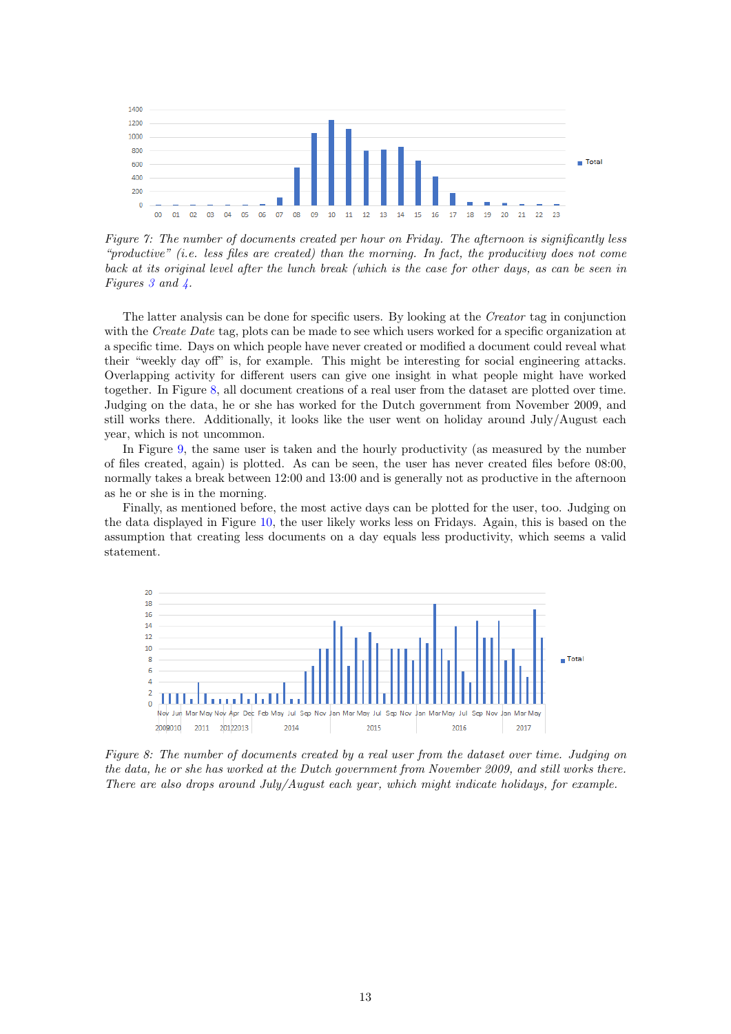*Figure 7: The number of documents created per hour on Friday. The afternoon is significantly less "productive" (i.e. less files are created) than the morning. In fact, the producitivy does not come back at its original level after the lunch break (which is the case for other days, as can be seen in Figures 3 and 4.*

The latter analysis can be done for specific users. By looking at the *Creator* tag in conjunction with the *Create Date* tag, plots can be made to see which users worked for a specific organization at a specific time. Days on which people have never created or modified a document could reveal what their "weekly day off" is, for example. This might be interesting for social engineering attacks. Overlapping activity for different users can give one insight in what people might have worked together. In Figure 8, all document creations of a real user from the dataset are plotted over time. Judging on the data, he or she has worked for the Dutch government from November 2009, and still works there. Additionally, it looks like the user went on holiday around July/August each year, which is not uncommon.

In Figure 9, the same user is taken and the hourly productivity (as measured by the number of files created, again) is plotted. As can be seen, the user has never created files before 08:00, normally takes a break between 12:00 and 13:00 and is generally not as productive in the afternoon as he or she is in the morning.

Finally, as mentioned before, the most active days can be plotted for the user, too. Judging on the data displayed in Figure 10, the user likely works less on Fridays. Again, this is based on the assumption that creating less documents on a day equals less productivity, which seems a valid statement.

*Figure 8: The number of documents created by a real user from the dataset over time. Judging on the data, he or she has worked at the Dutch government from November 2009, and still works there. There are also drops around July/August each year, which might indicate holidays, for example.*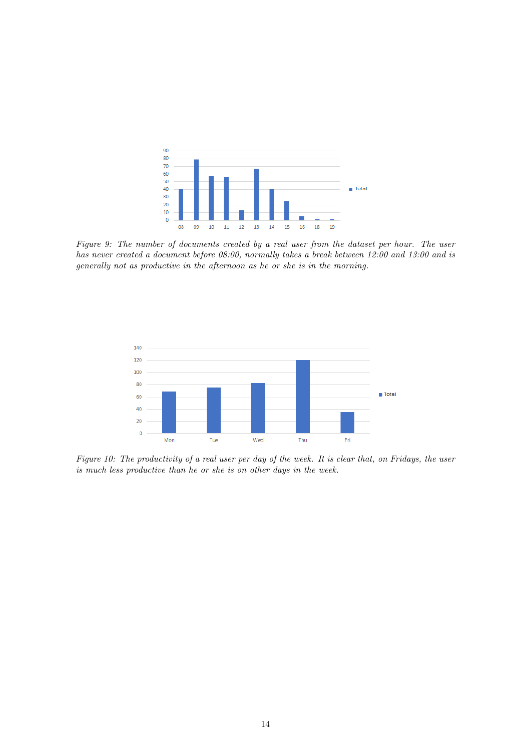*Figure 9: The number of documents created by a real user from the dataset per hour. The user has never created a document before 08:00, normally takes a break between 12:00 and 13:00 and is generally not as productive in the afternoon as he or she is in the morning.*

*Figure 10: The productivity of a real user per day of the week. It is clear that, on Fridays, the user is much less productive than he or she is on other days in the week.*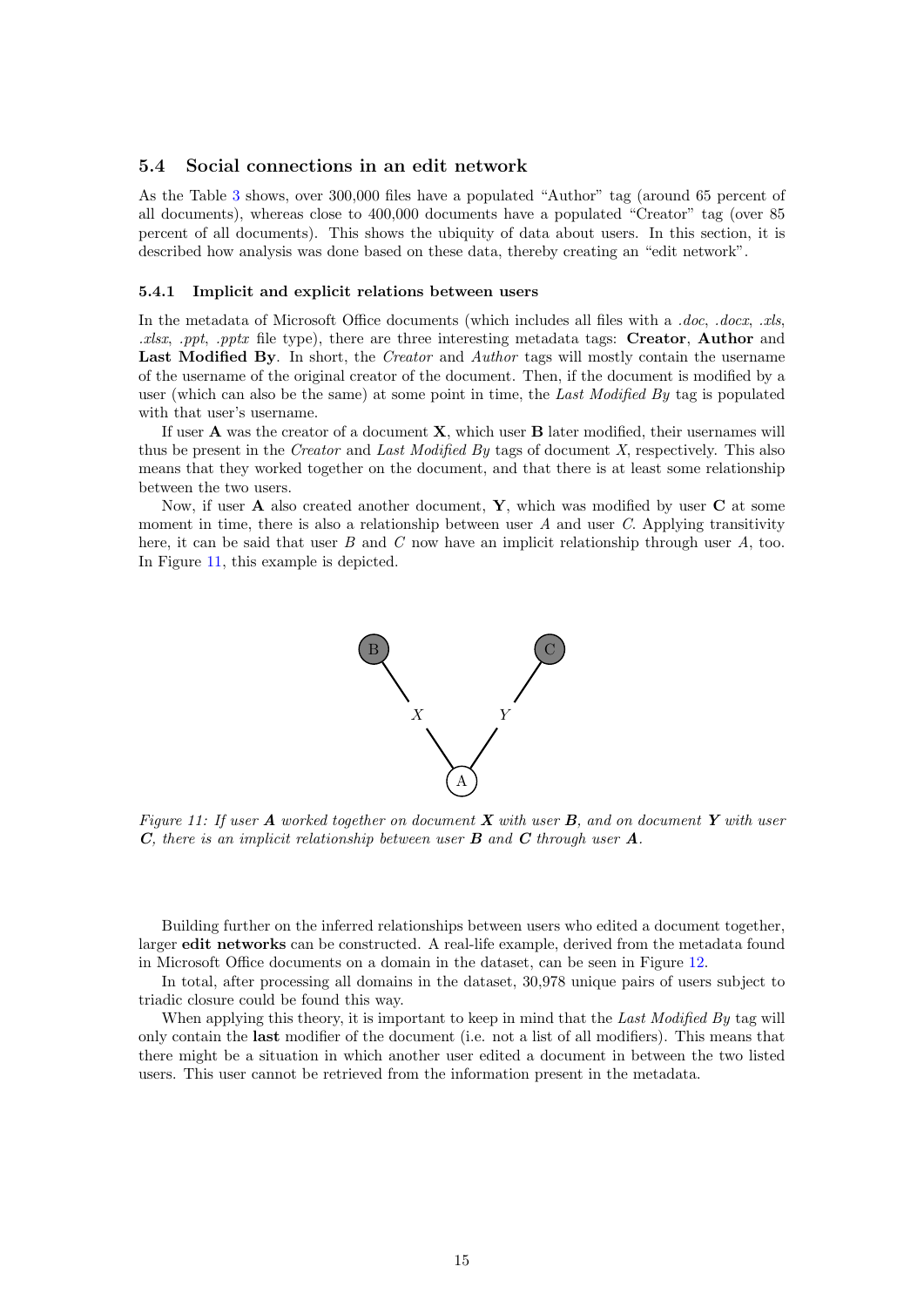### 5.4 Social connections in an edit network

As the Table 3 shows, over 300,000 files have a populated "Author" tag (around 65 percent of all documents), whereas close to 400,000 documents have a populated "Creator" tag (over 85 percent of all documents). This shows the ubiquity of data about users. In this section, it is described how analysis was done based on these data, thereby creating an "edit network".

#### 5.4.1 Implicit and explicit relations between users

In the metadata of Microsoft Office documents (which includes all files with a *.doc*, *.docx*, *.xls*, *.xlsx*, *.ppt*, *.pptx* file type), there are three interesting metadata tags: **Creator**, **Author** and **Last Modified By**. In short, the *Creator* and *Author* tags will mostly contain the username of the username of the original creator of the document. Then, if the document is modified by a user (which can also be the same) at some point in time, the *Last Modified By* tag is populated with that user's username.

If user **A** was the creator of a document **X**, which user **B** later modified, their usernames will thus be present in the *Creator* and *Last Modified By* tags of document *X*, respectively. This also means that they worked together on the document, and that there is at least some relationship between the two users.

Now, if user **A** also created another document, **Y**, which was modified by user **C** at some moment in time, there is also a relationship between user *A* and user *C*. Applying transitivity here, it can be said that user *B* and *C* now have an implicit relationship through user *A*, too. In Figure 11, this example is depicted.

*Figure 11: If user **A** worked together on document **X** with user **B**, and on document **Y** with user **C**, there is an implicit relationship between user **B** and **C** through user **A**.*

Building further on the inferred relationships between users who edited a document together, larger **edit networks** can be constructed. A real-life example, derived from the metadata found in Microsoft Office documents on a domain in the dataset, can be seen in Figure 12.

In total, after processing all domains in the dataset, 30,978 unique pairs of users subject to triadic closure could be found this way.

When applying this theory, it is important to keep in mind that the *Last Modified By* tag will only contain the **last** modifier of the document (i.e. not a list of all modifiers). This means that there might be a situation in which another user edited a document in between the two listed users. This user cannot be retrieved from the information present in the metadata.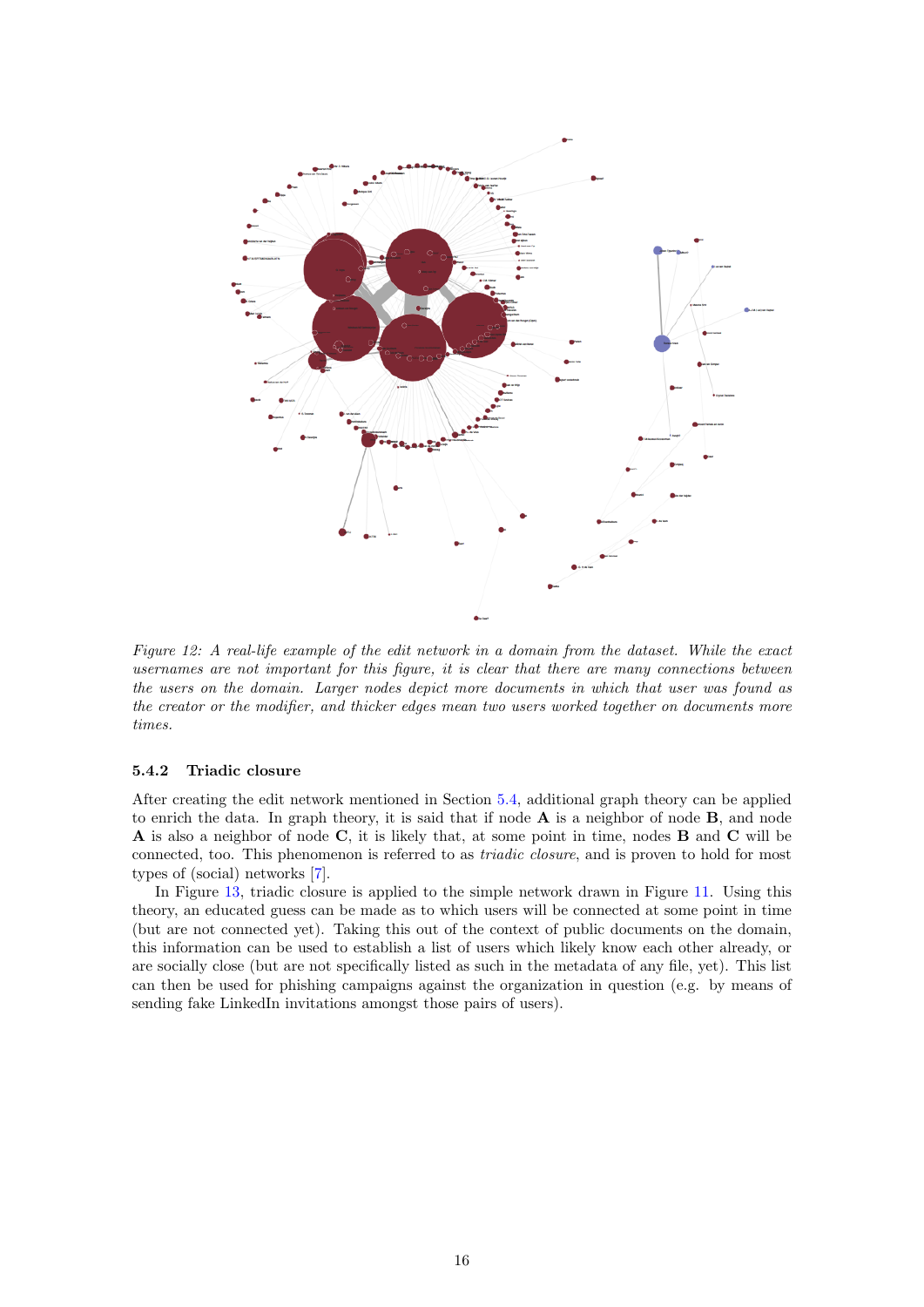Figure 12: A real-life example of the edit network in a domain from the dataset. While the exact usernames are not important for this figure, it is clear that there are many connections between the users on the domain. Larger nodes depict more documents in which that user was found as the creator or the modifier, and thicker edges mean two users worked together on documents more times.

### 5.4.2 Triadic closure

After creating the edit network mentioned in Section 5.4, additional graph theory can be applied to enrich the data. In graph theory, it is said that if node **A** is a neighbor of node **B**, and node **A** is also a neighbor of node **C**, it is likely that, at some point in time, nodes **B** and **C** will be connected, too. This phenomenon is referred to as *triadic closure*, and is proven to hold for most types of (social) networks [7].

In Figure 13, triadic closure is applied to the simple network drawn in Figure 11. Using this theory, an educated guess can be made as to which users will be connected at some point in time (but are not connected yet). Taking this out of the context of public documents on the domain, this information can be used to establish a list of users which likely know each other already, or are socially close (but are not specifically listed as such in the metadata of any file, yet). This list can then be used for phishing campaigns against the organization in question (e.g. by means of sending fake LinkedIn invitations amongst those pairs of users).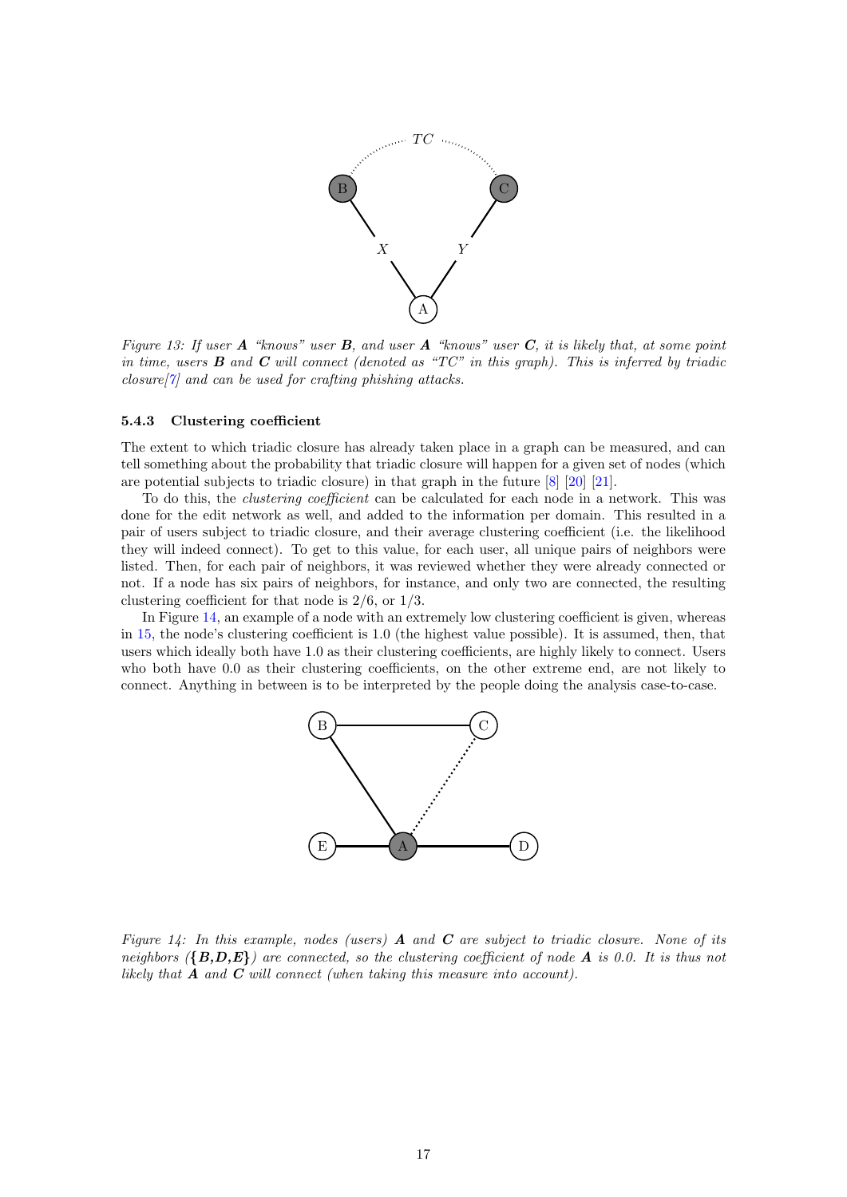Figure 13: If user ***A*** "knows" user ***B***, and user ***A*** "knows" user ***C***, it is likely that, at some point in time, users ***B*** and ***C*** will connect (denoted as "TC" in this graph). This is inferred by triadic closure[7] and can be used for crafting phishing attacks.

### 5.4.3 Clustering coefficient

The extent to which triadic closure has already taken place in a graph can be measured, and can tell something about the probability that triadic closure will happen for a given set of nodes (which are potential subjects to triadic closure) in that graph in the future [8] [20] [21].

To do this, the *clustering coefficient* can be calculated for each node in a network. This was done for the edit network as well, and added to the information per domain. This resulted in a pair of users subject to triadic closure, and their average clustering coefficient (i.e. the likelihood they will indeed connect). To get to this value, for each user, all unique pairs of neighbors were listed. Then, for each pair of neighbors, it was reviewed whether they were already connected or not. If a node has six pairs of neighbors, for instance, and only two are connected, the resulting clustering coefficient for that node is 2/6, or 1/3.

In Figure 14, an example of a node with an extremely low clustering coefficient is given, whereas in 15, the node's clustering coefficient is 1.0 (the highest value possible). It is assumed, then, that users which ideally both have 1.0 as their clustering coefficients, are highly likely to connect. Users who both have 0.0 as their clustering coefficients, on the other extreme end, are not likely to connect. Anything in between is to be interpreted by the people doing the analysis case-to-case.

Figure 14: In this example, nodes (users) ***A*** and ***C*** are subject to triadic closure. None of its neighbors (***{B,D,E}***) are connected, so the clustering coefficient of node ***A*** is 0.0. It is thus not likely that ***A*** and ***C*** will connect (when taking this measure into account).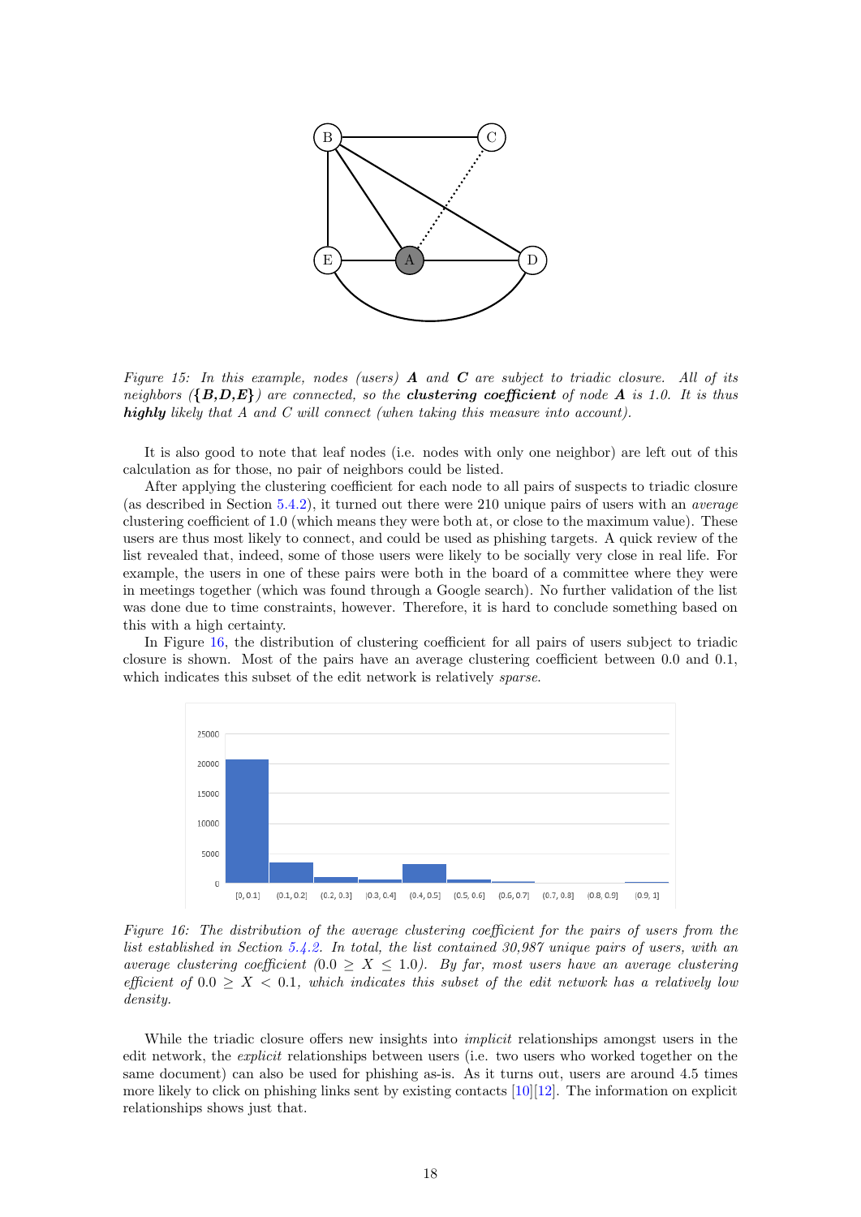*Figure 15: In this example, nodes (users)* ***A*** *and* ***C*** *are subject to triadic closure. All of its neighbors (*$\{B,D,E\}$*) are connected, so the* ***clustering coefficient*** *of node* ***A*** *is 1.0. It is thus* ***highly*** *likely that A and C will connect (when taking this measure into account).*

It is also good to note that leaf nodes (i.e. nodes with only one neighbor) are left out of this calculation as for those, no pair of neighbors could be listed.

After applying the clustering coefficient for each node to all pairs of suspects to triadic closure (as described in Section 5.4.2), it turned out there were 210 unique pairs of users with an *average* clustering coefficient of 1.0 (which means they were both at, or close to the maximum value). These users are thus most likely to connect, and could be used as phishing targets. A quick review of the list revealed that, indeed, some of those users were likely to be socially very close in real life. For example, the users in one of these pairs were both in the board of a committee where they were in meetings together (which was found through a Google search). No further validation of the list was done due to time constraints, however. Therefore, it is hard to conclude something based on this with a high certainty.

In Figure 16, the distribution of clustering coefficient for all pairs of users subject to triadic closure is shown. Most of the pairs have an average clustering coefficient between 0.0 and 0.1, which indicates this subset of the edit network is relatively *sparse*.

*Figure 16: The distribution of the average clustering coefficient for the pairs of users from the list established in Section 5.4.2. In total, the list contained 30,987 unique pairs of users, with an average clustering coefficient (*$0.0 \geq X \leq 1.0$*). By far, most users have an average clustering efficient of* $0.0 \geq X < 0.1$*, which indicates this subset of the edit network has a relatively low density.*

While the triadic closure offers new insights into *implicit* relationships amongst users in the edit network, the *explicit* relationships between users (i.e. two users who worked together on the same document) can also be used for phishing as-is. As it turns out, users are around 4.5 times more likely to click on phishing links sent by existing contacts [10][12]. The information on explicit relationships shows just that.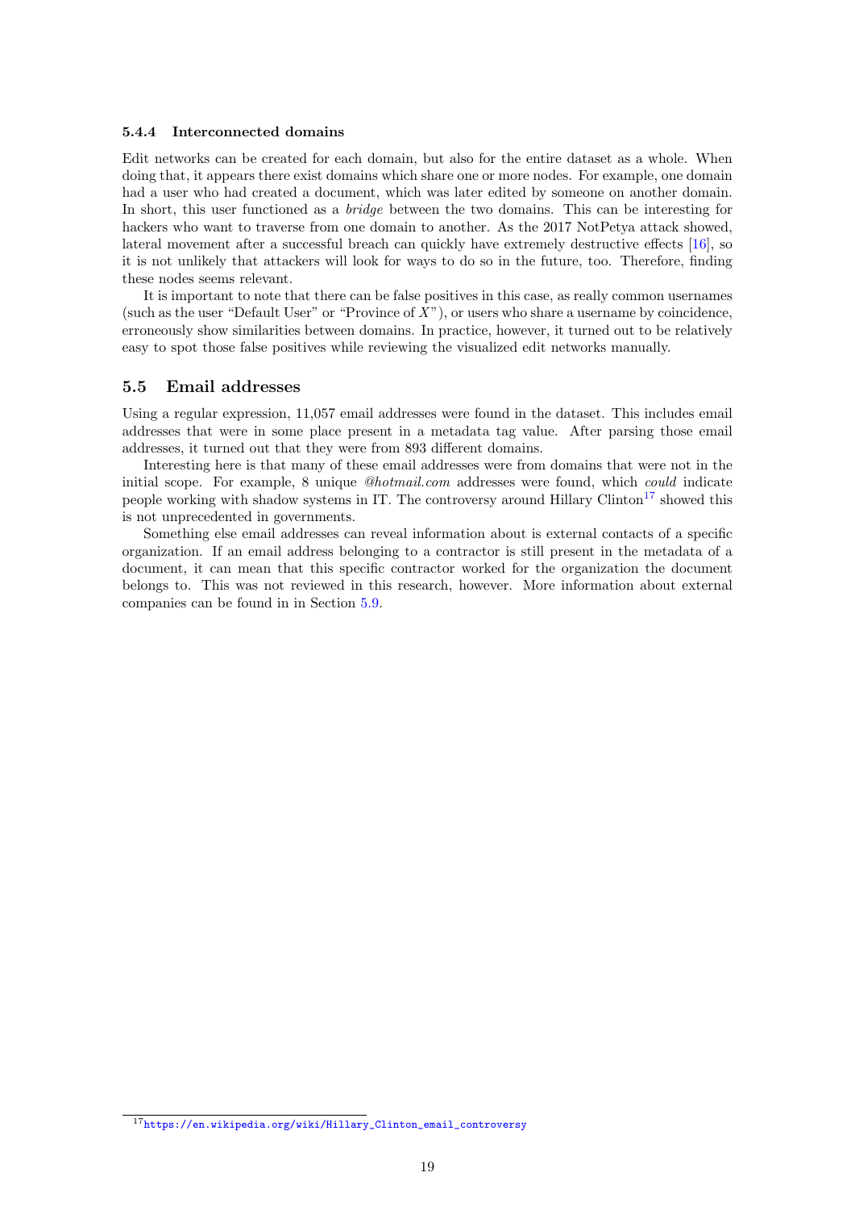#### 5.4.4 Interconnected domains

Edit networks can be created for each domain, but also for the entire dataset as a whole. When doing that, it appears there exist domains which share one or more nodes. For example, one domain had a user who had created a document, which was later edited by someone on another domain. In short, this user functioned as a *bridge* between the two domains. This can be interesting for hackers who want to traverse from one domain to another. As the 2017 NotPetya attack showed, lateral movement after a successful breach can quickly have extremely destructive effects [16], so it is not unlikely that attackers will look for ways to do so in the future, too. Therefore, finding these nodes seems relevant.

It is important to note that there can be false positives in this case, as really common usernames (such as the user "Default User" or "Province of $X$"), or users who share a username by coincidence, erroneously show similarities between domains. In practice, however, it turned out to be relatively easy to spot those false positives while reviewing the visualized edit networks manually.

### 5.5 Email addresses

Using a regular expression, 11,057 email addresses were found in the dataset. This includes email addresses that were in some place present in a metadata tag value. After parsing those email addresses, it turned out that they were from 893 different domains.

Interesting here is that many of these email addresses were from domains that were not in the initial scope. For example, 8 unique *@hotmail.com* addresses were found, which *could* indicate people working with shadow systems in IT. The controversy around Hillary Clinton[17] showed this is not unprecedented in governments.

Something else email addresses can reveal information about is external contacts of a specific organization. If an email address belonging to a contractor is still present in the metadata of a document, it can mean that this specific contractor worked for the organization the document belongs to. This was not reviewed in this research, however. More information about external companies can be found in in Section 5.9.

[17] https://en.wikipedia.org/wiki/Hillary_Clinton_email_controversy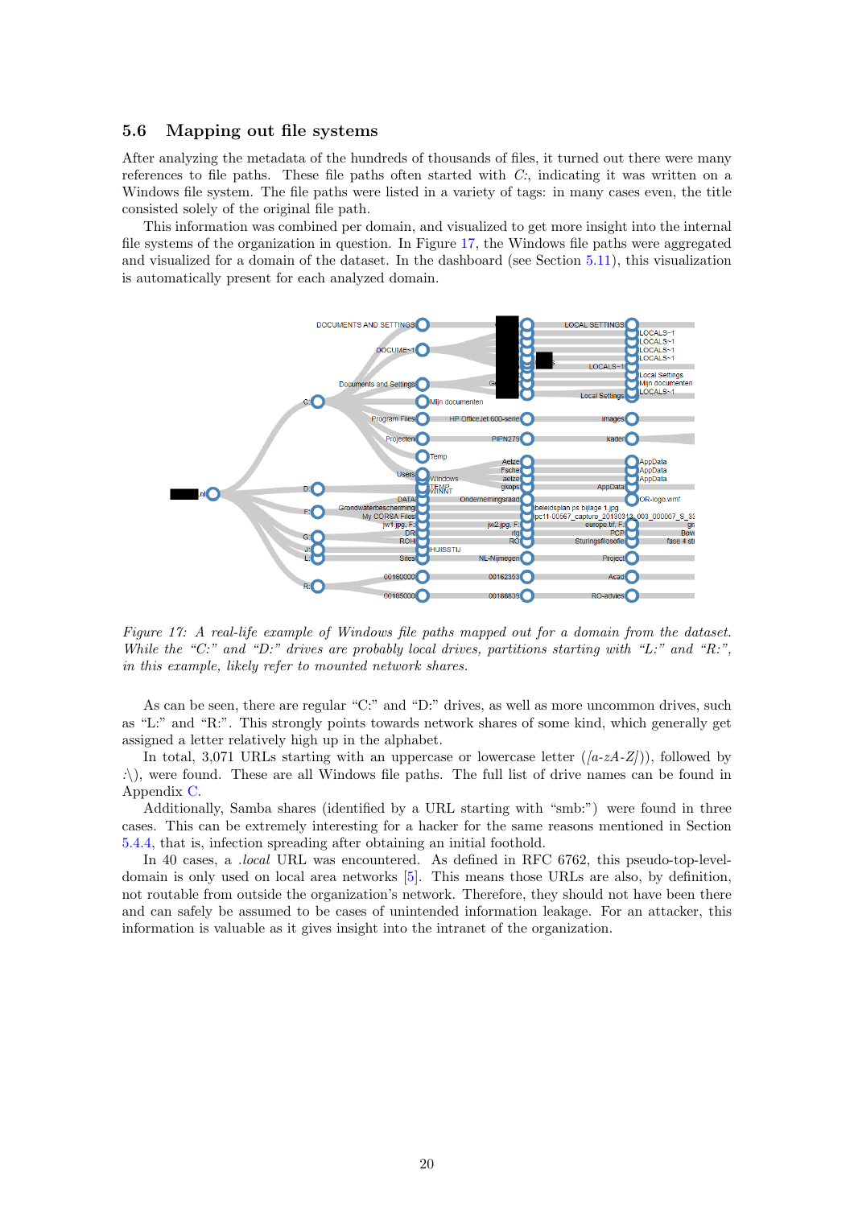### 5.6 Mapping out file systems

After analyzing the metadata of the hundreds of thousands of files, it turned out there were many references to file paths. These file paths often started with *C:*, indicating it was written on a Windows file system. The file paths were listed in a variety of tags: in many cases even, the title consisted solely of the original file path.

This information was combined per domain, and visualized to get more insight into the internal file systems of the organization in question. In Figure 17, the Windows file paths were aggregated and visualized for a domain of the dataset. In the dashboard (see Section 5.11), this visualization is automatically present for each analyzed domain.

*Figure 17: A real-life example of Windows file paths mapped out for a domain from the dataset. While the "C:" and "D:" drives are probably local drives, partitions starting with "L:" and "R:", in this example, likely refer to mounted network shares.*

As can be seen, there are regular "C:" and "D:" drives, as well as more uncommon drives, such as "L:" and "R:". This strongly points towards network shares of some kind, which generally get assigned a letter relatively high up in the alphabet.

In total, 3,071 URLs starting with an uppercase or lowercase letter (*/[a-zA-Z]/*)), followed by *:\*), were found. These are all Windows file paths. The full list of drive names can be found in Appendix C.

Additionally, Samba shares (identified by a URL starting with "smb:") were found in three cases. This can be extremely interesting for a hacker for the same reasons mentioned in Section 5.4.4, that is, infection spreading after obtaining an initial foothold.

In 40 cases, a *.local* URL was encountered. As defined in RFC 6762, this pseudo-top-level-domain is only used on local area networks [5]. This means those URLs are also, by definition, not routable from outside the organization's network. Therefore, they should not have been there and can safely be assumed to be cases of unintended information leakage. For an attacker, this information is valuable as it gives insight into the intranet of the organization.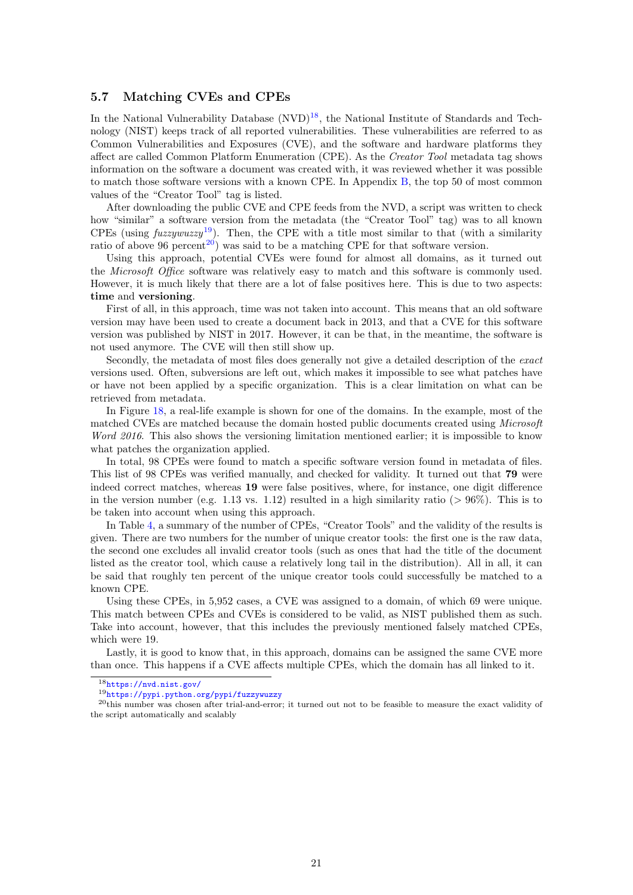### 5.7 Matching CVEs and CPEs

In the National Vulnerability Database (NVD)[18], the National Institute of Standards and Technology (NIST) keeps track of all reported vulnerabilities. These vulnerabilities are referred to as Common Vulnerabilities and Exposures (CVE), and the software and hardware platforms they affect are called Common Platform Enumeration (CPE). As the *Creator Tool* metadata tag shows information on the software a document was created with, it was reviewed whether it was possible to match those software versions with a known CPE. In Appendix B, the top 50 of most common values of the "Creator Tool" tag is listed.

After downloading the public CVE and CPE feeds from the NVD, a script was written to check how "similar" a software version from the metadata (the "Creator Tool" tag) was to all known CPEs (using *fuzzywuzzy*[19]). Then, the CPE with a title most similar to that (with a similarity ratio of above 96 percent[20]) was said to be a matching CPE for that software version.

Using this approach, potential CVEs were found for almost all domains, as it turned out the *Microsoft Office* software was relatively easy to match and this software is commonly used. However, it is much likely that there are a lot of false positives here. This is due to two aspects: **time** and **versioning**.

First of all, in this approach, time was not taken into account. This means that an old software version may have been used to create a document back in 2013, and that a CVE for this software version was published by NIST in 2017. However, it can be that, in the meantime, the software is not used anymore. The CVE will then still show up.

Secondly, the metadata of most files does generally not give a detailed description of the *exact* versions used. Often, subversions are left out, which makes it impossible to see what patches have or have not been applied by a specific organization. This is a clear limitation on what can be retrieved from metadata.

In Figure 18, a real-life example is shown for one of the domains. In the example, most of the matched CVEs are matched because the domain hosted public documents created using *Microsoft Word 2016*. This also shows the versioning limitation mentioned earlier; it is impossible to know what patches the organization applied.

In total, 98 CPEs were found to match a specific software version found in metadata of files. This list of 98 CPEs was verified manually, and checked for validity. It turned out that **79** were indeed correct matches, whereas **19** were false positives, where, for instance, one digit difference in the version number (e.g. 1.13 vs. 1.12) resulted in a high similarity ratio ($> 96\%$). This is to be taken into account when using this approach.

In Table 4, a summary of the number of CPEs, "Creator Tools" and the validity of the results is given. There are two numbers for the number of unique creator tools: the first one is the raw data, the second one excludes all invalid creator tools (such as ones that had the title of the document listed as the creator tool, which cause a relatively long tail in the distribution). All in all, it can be said that roughly ten percent of the unique creator tools could successfully be matched to a known CPE.

Using these CPEs, in 5,952 cases, a CVE was assigned to a domain, of which 69 were unique. This match between CPEs and CVEs is considered to be valid, as NIST published them as such. Take into account, however, that this includes the previously mentioned falsely matched CPEs, which were 19.

Lastly, it is good to know that, in this approach, domains can be assigned the same CVE more than once. This happens if a CVE affects multiple CPEs, which the domain has all linked to it.

[18] https://nvd.nist.gov/

[19] https://pypi.python.org/pypi/fuzzywuzzy

[20] this number was chosen after trial-and-error; it turned out not to be feasible to measure the exact validity of the script automatically and scalably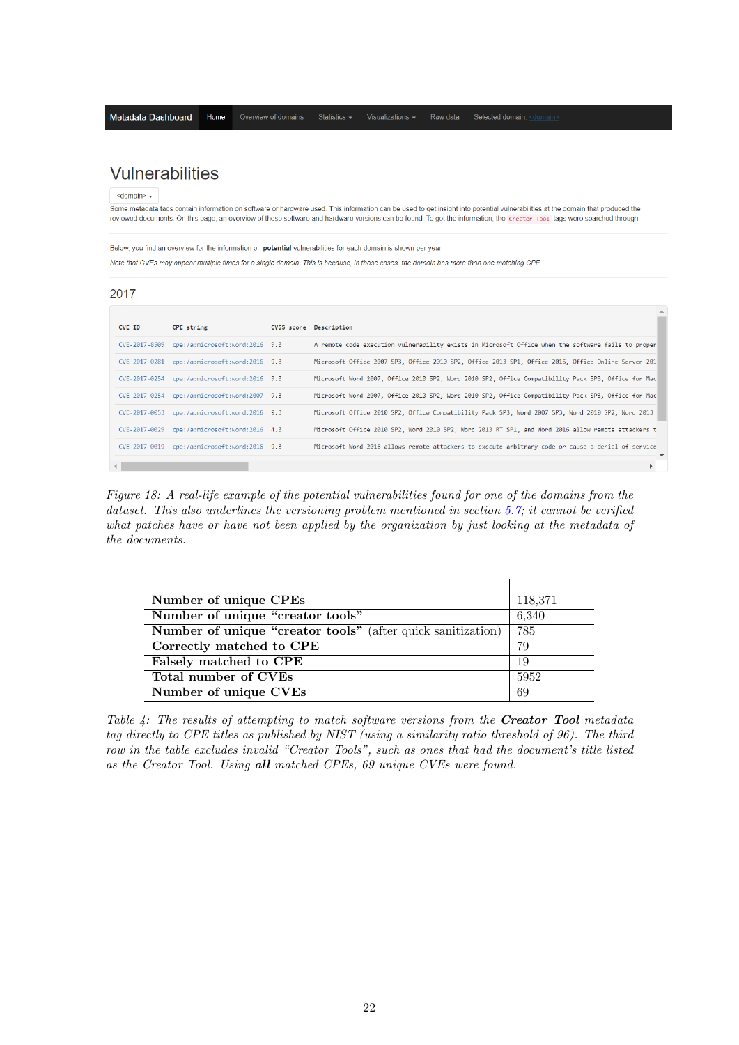Metadata Dashboard | Home | Overview of domains | Statistics ▾ | Visualizations ▾ | Raw data | Selected domain: <domain>

# Vulnerabilities

<domain> ▾

Some metadata tags contain information on software or hardware used. This information can be used to get insight into potential vulnerabilities at the domain that produced the reviewed documents. On this page, an overview of these software and hardware versions can be found. To get the information, the `Creator Tool` tags were searched through.

Below, you find an overview for the information on **potential** vulnerabilities for each domain is shown per year.

*Note that CVEs may appear multiple times for a single domain. This is because, in those cases, the domain has more than one matching CPE.*

## 2017

| CVE ID | CPE string | CVSS score | Description |
|---|---|---|---|
| CVE-2017-8509 | cpe:/a:microsoft:word:2016 | 9.3 | A remote code execution vulnerability exists in Microsoft Office when the software fails to proper |
| CVE-2017-0281 | cpe:/a:microsoft:word:2016 | 9.3 | Microsoft Office 2007 SP3, Office 2010 SP2, Office 2013 SP1, Office 2016, Office Online Server 201 |
| CVE-2017-0254 | cpe:/a:microsoft:word:2016 | 9.3 | Microsoft Word 2007, Office 2010 SP2, Word 2010 SP2, Office Compatibility Pack SP3, Office for Mac |
| CVE-2017-0254 | cpe:/a:microsoft:word:2007 | 9.3 | Microsoft Word 2007, Office 2010 SP2, Word 2010 SP2, Office Compatibility Pack SP3, Office for Mac |
| CVE-2017-0053 | cpe:/a:microsoft:word:2016 | 9.3 | Microsoft Office 2010 SP2, Office Compatibility Pack SP3, Word 2007 SP3, Word 2010 SP2, Word 2013 |
| CVE-2017-0029 | cpe:/a:microsoft:word:2016 | 4.3 | Microsoft Office 2010 SP2, Word 2010 SP2, Word 2013 RT SP1, and Word 2016 allow remote attackers t |
| CVE-2017-0019 | cpe:/a:microsoft:word:2016 | 9.3 | Microsoft Word 2016 allows remote attackers to execute arbitrary code or cause a denial of service |

*Figure 18: A real-life example of the potential vulnerabilities found for one of the domains from the dataset. This also underlines the versioning problem mentioned in section 5.7; it cannot be verified what patches have or have not been applied by the organization by just looking at the metadata of the documents.*

| | |
|---|---|
| **Number of unique CPEs** | 118,371 |
| **Number of unique "creator tools"** | 6,340 |
| **Number of unique "creator tools"** (after quick sanitization) | 785 |
| **Correctly matched to CPE** | 79 |
| **Falsely matched to CPE** | 19 |
| **Total number of CVEs** | 5952 |
| **Number of unique CVEs** | 69 |

*Table 4: The results of attempting to match software versions from the **Creator Tool** metadata tag directly to CPE titles as published by NIST (using a similarity ratio threshold of 96). The third row in the table excludes invalid "Creator Tools", such as ones that had the document's title listed as the Creator Tool. Using **all** matched CPEs, 69 unique CVEs were found.*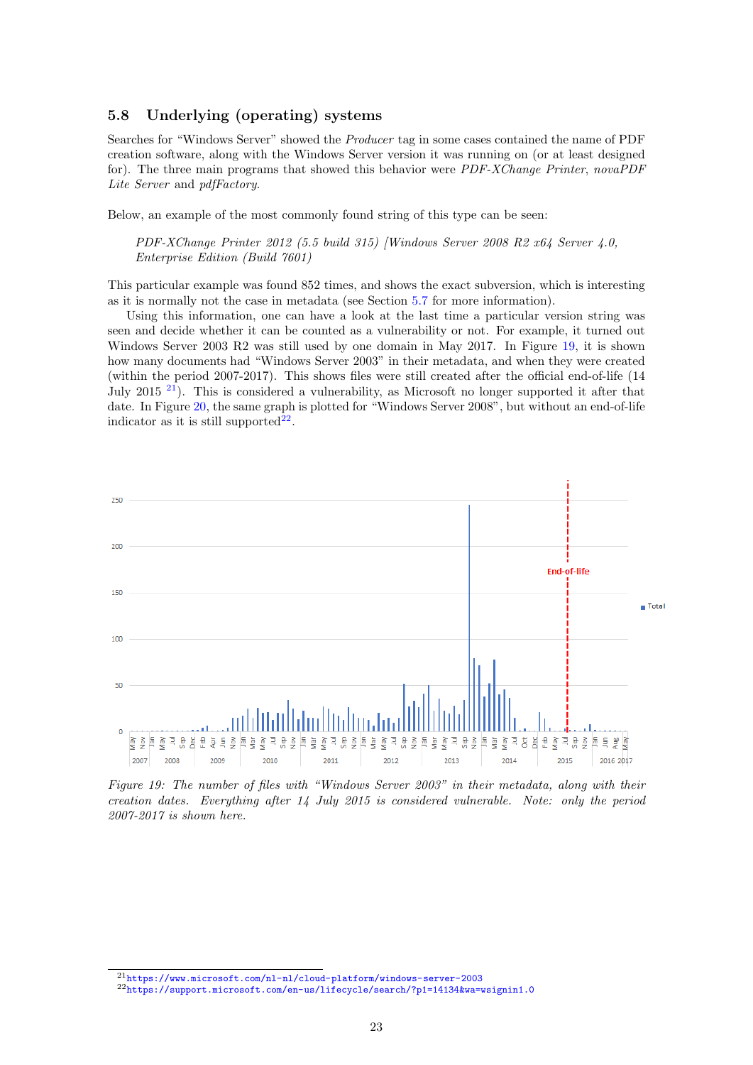### 5.8 Underlying (operating) systems

Searches for "Windows Server" showed the *Producer* tag in some cases contained the name of PDF creation software, along with the Windows Server version it was running on (or at least designed for). The three main programs that showed this behavior were *PDF-XChange Printer*, *novaPDF Lite Server* and *pdfFactory*.

Below, an example of the most commonly found string of this type can be seen:

> *PDF-XChange Printer 2012 (5.5 build 315) [Windows Server 2008 R2 x64 Server 4.0, Enterprise Edition (Build 7601)*

This particular example was found 852 times, and shows the exact subversion, which is interesting as it is normally not the case in metadata (see Section 5.7 for more information).

Using this information, one can have a look at the last time a particular version string was seen and decide whether it can be counted as a vulnerability or not. For example, it turned out Windows Server 2003 R2 was still used by one domain in May 2017. In Figure 19, it is shown how many documents had "Windows Server 2003" in their metadata, and when they were created (within the period 2007-2017). This shows files were still created after the official end-of-life (14 July 2015 [21]). This is considered a vulnerability, as Microsoft no longer supported it after that date. In Figure 20, the same graph is plotted for "Windows Server 2008", but without an end-of-life indicator as it is still supported[22].

*Figure 19: The number of files with "Windows Server 2003" in their metadata, along with their creation dates. Everything after 14 July 2015 is considered vulnerable. Note: only the period 2007-2017 is shown here.*

[21] https://www.microsoft.com/nl-nl/cloud-platform/windows-server-2003

[22] https://support.microsoft.com/en-us/lifecycle/search/?p1=14134&wa=wsignin1.0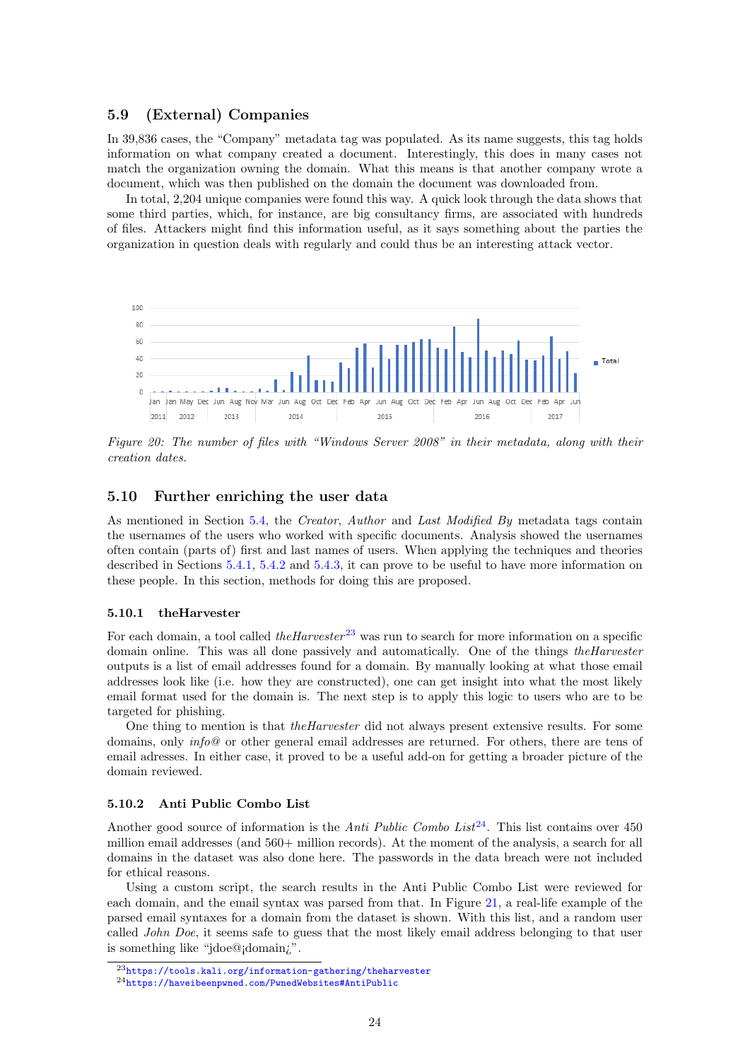## 5.9 (External) Companies

In 39,836 cases, the "Company" metadata tag was populated. As its name suggests, this tag holds information on what company created a document. Interestingly, this does in many cases not match the organization owning the domain. What this means is that another company wrote a document, which was then published on the domain the document was downloaded from.

In total, 2,204 unique companies were found this way. A quick look through the data shows that some third parties, which, for instance, are big consultancy firms, are associated with hundreds of files. Attackers might find this information useful, as it says something about the parties the organization in question deals with regularly and could thus be an interesting attack vector.

*Figure 20: The number of files with "Windows Server 2008" in their metadata, along with their creation dates.*

## 5.10 Further enriching the user data

As mentioned in Section 5.4, the *Creator*, *Author* and *Last Modified By* metadata tags contain the usernames of the users who worked with specific documents. Analysis showed the usernames often contain (parts of) first and last names of users. When applying the techniques and theories described in Sections 5.4.1, 5.4.2 and 5.4.3, it can prove to be useful to have more information on these people. In this section, methods for doing this are proposed.

### 5.10.1 theHarvester

For each domain, a tool called *theHarvester*[23] was run to search for more information on a specific domain online. This was all done passively and automatically. One of the things *theHarvester* outputs is a list of email addresses found for a domain. By manually looking at what those email addresses look like (i.e. how they are constructed), one can get insight into what the most likely email format used for the domain is. The next step is to apply this logic to users who are to be targeted for phishing.

One thing to mention is that *theHarvester* did not always present extensive results. For some domains, only *info@* or other general email addresses are returned. For others, there are tens of email adresses. In either case, it proved to be a useful add-on for getting a broader picture of the domain reviewed.

### 5.10.2 Anti Public Combo List

Another good source of information is the *Anti Public Combo List*[24]. This list contains over 450 million email addresses (and 560+ million records). At the moment of the analysis, a search for all domains in the dataset was also done here. The passwords in the data breach were not included for ethical reasons.

Using a custom script, the search results in the Anti Public Combo List were reviewed for each domain, and the email syntax was parsed from that. In Figure 21, a real-life example of the parsed email syntaxes for a domain from the dataset is shown. With this list, and a random user called *John Doe*, it seems safe to guess that the most likely email address belonging to that user is something like "jdoe@¡domain¿".

[23] https://tools.kali.org/information-gathering/theharvester

[24] https://haveibeenpwned.com/PwnedWebsites#AntiPublic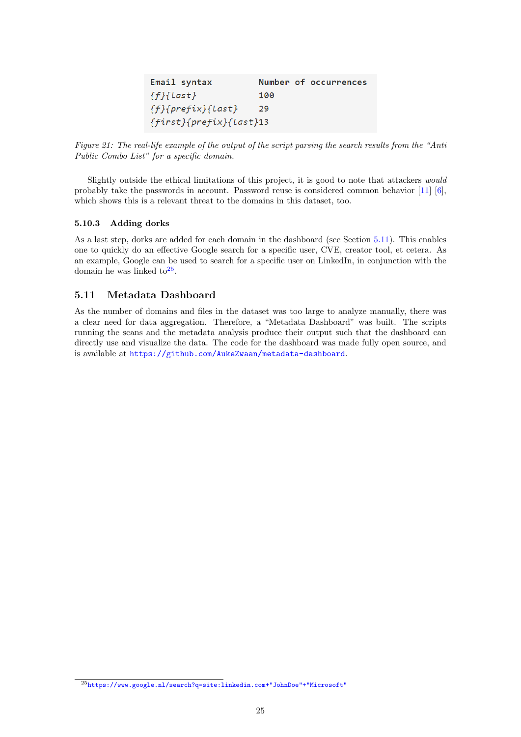| Email syntax | Number of occurrences |
| --- | --- |
| {f}{last} | 100 |
| {f}{prefix}{last} | 29 |
| {first}{prefix}{last} | 13 |

*Figure 21: The real-life example of the output of the script parsing the search results from the "Anti Public Combo List" for a specific domain.*

Slightly outside the ethical limitations of this project, it is good to note that attackers *would* probably take the passwords in account. Password reuse is considered common behavior [11] [6], which shows this is a relevant threat to the domains in this dataset, too.

### 5.10.3 Adding dorks

As a last step, dorks are added for each domain in the dashboard (see Section 5.11). This enables one to quickly do an effective Google search for a specific user, CVE, creator tool, et cetera. As an example, Google can be used to search for a specific user on LinkedIn, in conjunction with the domain he was linked to[25].

## 5.11 Metadata Dashboard

As the number of domains and files in the dataset was too large to analyze manually, there was a clear need for data aggregation. Therefore, a "Metadata Dashboard" was built. The scripts running the scans and the metadata analysis produce their output such that the dashboard can directly use and visualize the data. The code for the dashboard was made fully open source, and is available at https://github.com/AukeZwaan/metadata-dashboard.

[25] https://www.google.nl/search?q=site:linkedin.com+"JohnDoe"+"Microsoft"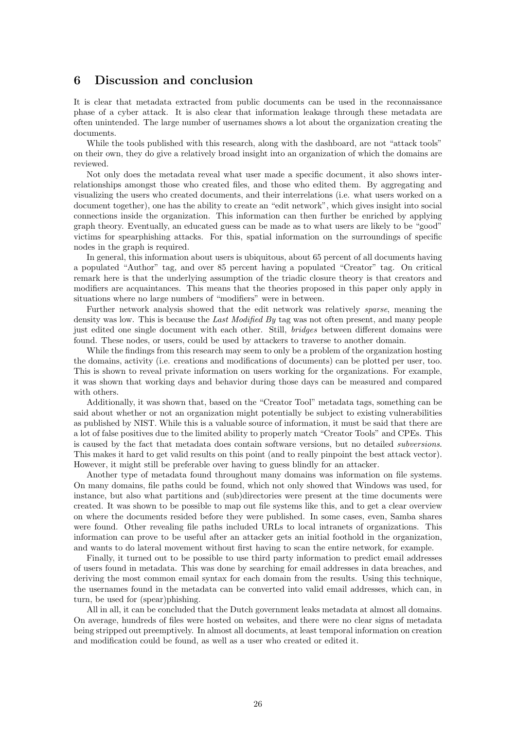## 6 Discussion and conclusion

It is clear that metadata extracted from public documents can be used in the reconnaissance phase of a cyber attack. It is also clear that information leakage through these metadata are often unintended. The large number of usernames shows a lot about the organization creating the documents.

While the tools published with this research, along with the dashboard, are not "attack tools" on their own, they do give a relatively broad insight into an organization of which the domains are reviewed.

Not only does the metadata reveal what user made a specific document, it also shows interrelationships amongst those who created files, and those who edited them. By aggregating and visualizing the users who created documents, and their interrelations (i.e. what users worked on a document together), one has the ability to create an "edit network", which gives insight into social connections inside the organization. This information can then further be enriched by applying graph theory. Eventually, an educated guess can be made as to what users are likely to be "good" victims for spearphishing attacks. For this, spatial information on the surroundings of specific nodes in the graph is required.

In general, this information about users is ubiquitous, about 65 percent of all documents having a populated "Author" tag, and over 85 percent having a populated "Creator" tag. On critical remark here is that the underlying assumption of the triadic closure theory is that creators and modifiers are acquaintances. This means that the theories proposed in this paper only apply in situations where no large numbers of "modifiers" were in between.

Further network analysis showed that the edit network was relatively *sparse*, meaning the density was low. This is because the *Last Modified By* tag was not often present, and many people just edited one single document with each other. Still, *bridges* between different domains were found. These nodes, or users, could be used by attackers to traverse to another domain.

While the findings from this research may seem to only be a problem of the organization hosting the domains, activity (i.e. creations and modifications of documents) can be plotted per user, too. This is shown to reveal private information on users working for the organizations. For example, it was shown that working days and behavior during those days can be measured and compared with others.

Additionally, it was shown that, based on the "Creator Tool" metadata tags, something can be said about whether or not an organization might potentially be subject to existing vulnerabilities as published by NIST. While this is a valuable source of information, it must be said that there are a lot of false positives due to the limited ability to properly match "Creator Tools" and CPEs. This is caused by the fact that metadata does contain software versions, but no detailed *subversions*. This makes it hard to get valid results on this point (and to really pinpoint the best attack vector). However, it might still be preferable over having to guess blindly for an attacker.

Another type of metadata found throughout many domains was information on file systems. On many domains, file paths could be found, which not only showed that Windows was used, for instance, but also what partitions and (sub)directories were present at the time documents were created. It was shown to be possible to map out file systems like this, and to get a clear overview on where the documents resided before they were published. In some cases, even, Samba shares were found. Other revealing file paths included URLs to local intranets of organizations. This information can prove to be useful after an attacker gets an initial foothold in the organization, and wants to do lateral movement without first having to scan the entire network, for example.

Finally, it turned out to be possible to use third party information to predict email addresses of users found in metadata. This was done by searching for email addresses in data breaches, and deriving the most common email syntax for each domain from the results. Using this technique, the usernames found in the metadata can be converted into valid email addresses, which can, in turn, be used for (spear)phishing.

All in all, it can be concluded that the Dutch government leaks metadata at almost all domains. On average, hundreds of files were hosted on websites, and there were no clear signs of metadata being stripped out preemptively. In almost all documents, at least temporal information on creation and modification could be found, as well as a user who created or edited it.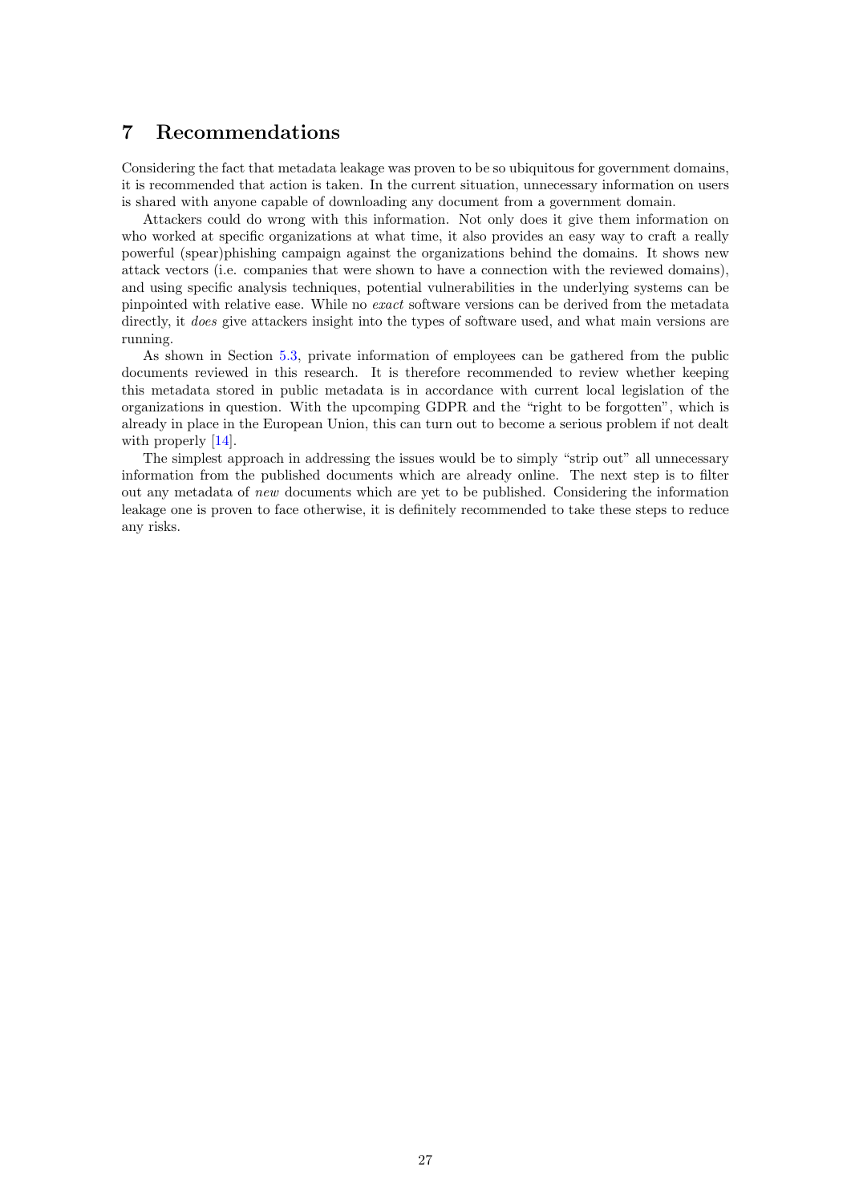## 7 Recommendations

Considering the fact that metadata leakage was proven to be so ubiquitous for government domains, it is recommended that action is taken. In the current situation, unnecessary information on users is shared with anyone capable of downloading any document from a government domain.

Attackers could do wrong with this information. Not only does it give them information on who worked at specific organizations at what time, it also provides an easy way to craft a really powerful (spear)phishing campaign against the organizations behind the domains. It shows new attack vectors (i.e. companies that were shown to have a connection with the reviewed domains), and using specific analysis techniques, potential vulnerabilities in the underlying systems can be pinpointed with relative ease. While no *exact* software versions can be derived from the metadata directly, it *does* give attackers insight into the types of software used, and what main versions are running.

As shown in Section 5.3, private information of employees can be gathered from the public documents reviewed in this research. It is therefore recommended to review whether keeping this metadata stored in public metadata is in accordance with current local legislation of the organizations in question. With the upcomping GDPR and the "right to be forgotten", which is already in place in the European Union, this can turn out to become a serious problem if not dealt with properly [14].

The simplest approach in addressing the issues would be to simply "strip out" all unnecessary information from the published documents which are already online. The next step is to filter out any metadata of *new* documents which are yet to be published. Considering the information leakage one is proven to face otherwise, it is definitely recommended to take these steps to reduce any risks.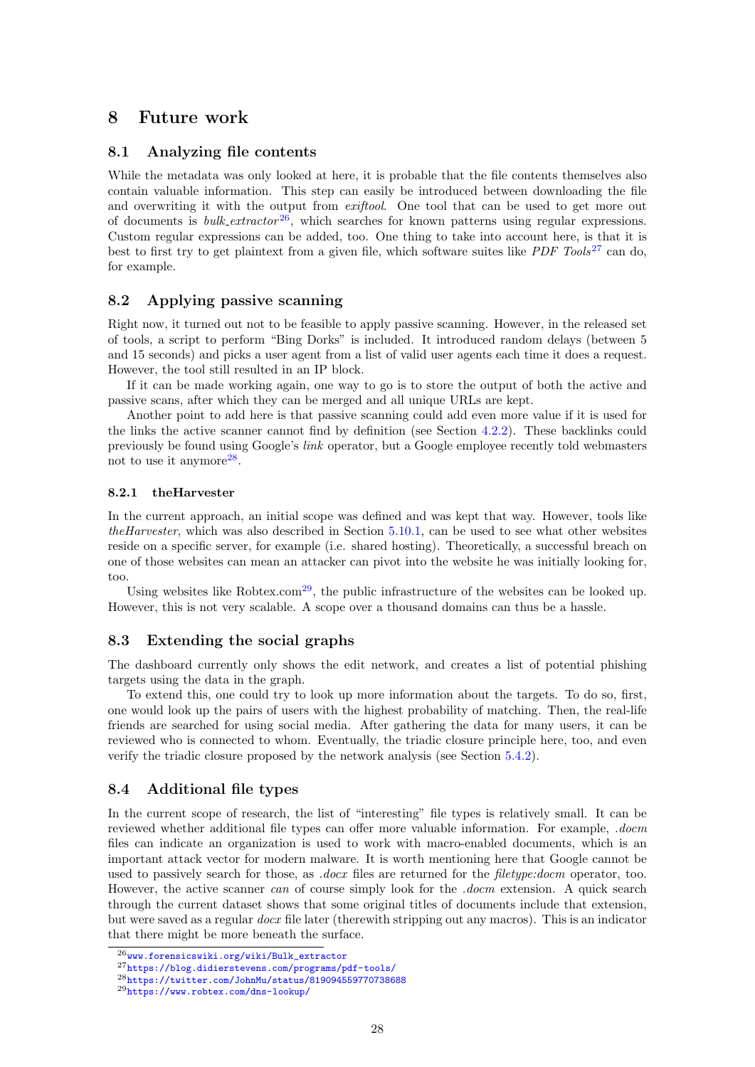# 8 Future work

## 8.1 Analyzing file contents

While the metadata was only looked at here, it is probable that the file contents themselves also contain valuable information. This step can easily be introduced between downloading the file and overwriting it with the output from *exiftool*. One tool that can be used to get more out of documents is *bulk_extractor*[26], which searches for known patterns using regular expressions. Custom regular expressions can be added, too. One thing to take into account here, is that it is best to first try to get plaintext from a given file, which software suites like *PDF Tools*[27] can do, for example.

## 8.2 Applying passive scanning

Right now, it turned out not to be feasible to apply passive scanning. However, in the released set of tools, a script to perform "Bing Dorks" is included. It introduced random delays (between 5 and 15 seconds) and picks a user agent from a list of valid user agents each time it does a request. However, the tool still resulted in an IP block.

If it can be made working again, one way to go is to store the output of both the active and passive scans, after which they can be merged and all unique URLs are kept.

Another point to add here is that passive scanning could add even more value if it is used for the links the active scanner cannot find by definition (see Section 4.2.2). These backlinks could previously be found using Google's *link* operator, but a Google employee recently told webmasters not to use it anymore[28].

### 8.2.1 theHarvester

In the current approach, an initial scope was defined and was kept that way. However, tools like *theHarvester*, which was also described in Section 5.10.1, can be used to see what other websites reside on a specific server, for example (i.e. shared hosting). Theoretically, a successful breach on one of those websites can mean an attacker can pivot into the website he was initially looking for, too.

Using websites like Robtex.com[29], the public infrastructure of the websites can be looked up. However, this is not very scalable. A scope over a thousand domains can thus be a hassle.

## 8.3 Extending the social graphs

The dashboard currently only shows the edit network, and creates a list of potential phishing targets using the data in the graph.

To extend this, one could try to look up more information about the targets. To do so, first, one would look up the pairs of users with the highest probability of matching. Then, the real-life friends are searched for using social media. After gathering the data for many users, it can be reviewed who is connected to whom. Eventually, the triadic closure principle here, too, and even verify the triadic closure proposed by the network analysis (see Section 5.4.2).

## 8.4 Additional file types

In the current scope of research, the list of "interesting" file types is relatively small. It can be reviewed whether additional file types can offer more valuable information. For example, *.docm* files can indicate an organization is used to work with macro-enabled documents, which is an important attack vector for modern malware. It is worth mentioning here that Google cannot be used to passively search for those, as *.docx* files are returned for the *filetype:docm* operator, too. However, the active scanner *can* of course simply look for the *.docm* extension. A quick search through the current dataset shows that some original titles of documents include that extension, but were saved as a regular *docx* file later (therewith stripping out any macros). This is an indicator that there might be more beneath the surface.

[26] www.forensicswiki.org/wiki/Bulk_extractor

[27] https://blog.didierstevens.com/programs/pdf-tools/

[28] https://twitter.com/JohnMu/status/819094559770738688

[29] https://www.robtex.com/dns-lookup/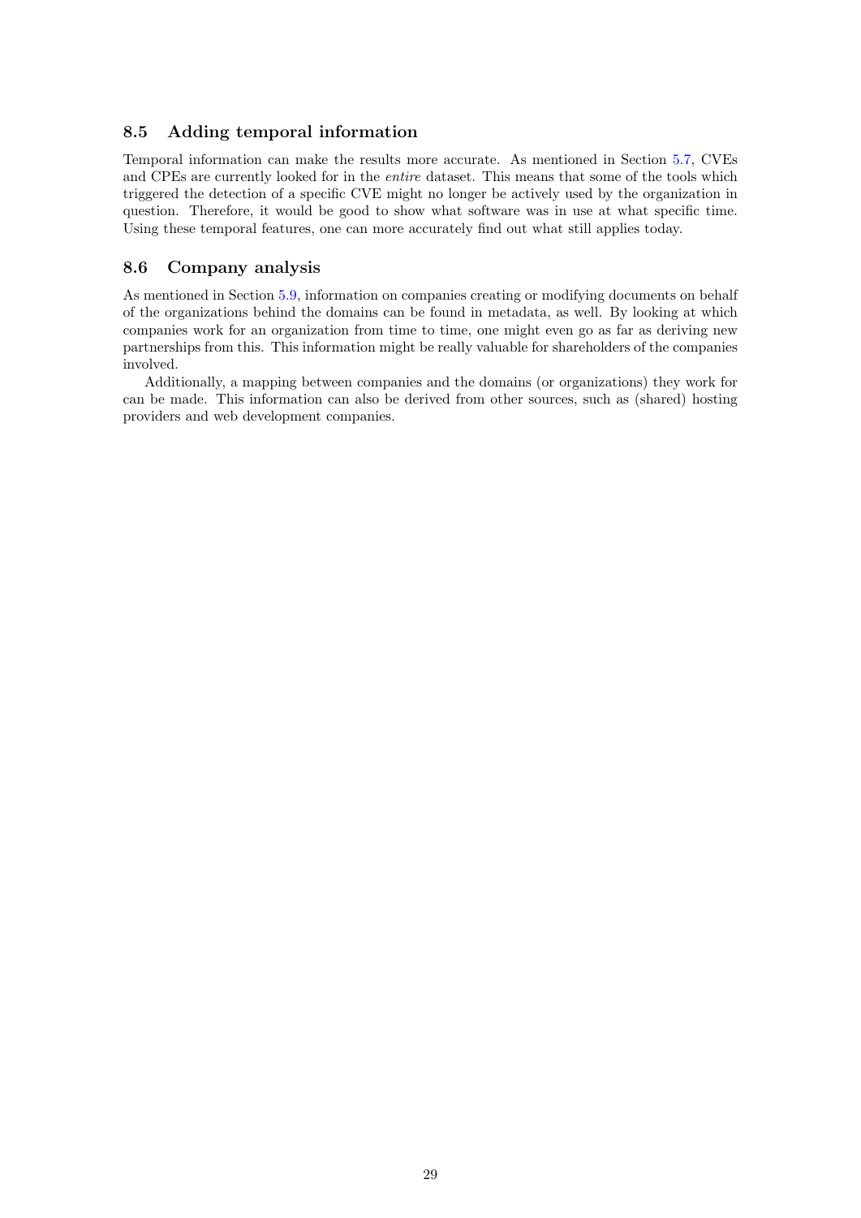## 8.5 Adding temporal information

Temporal information can make the results more accurate. As mentioned in Section 5.7, CVEs and CPEs are currently looked for in the *entire* dataset. This means that some of the tools which triggered the detection of a specific CVE might no longer be actively used by the organization in question. Therefore, it would be good to show what software was in use at what specific time. Using these temporal features, one can more accurately find out what still applies today.

## 8.6 Company analysis

As mentioned in Section 5.9, information on companies creating or modifying documents on behalf of the organizations behind the domains can be found in metadata, as well. By looking at which companies work for an organization from time to time, one might even go as far as deriving new partnerships from this. This information might be really valuable for shareholders of the companies involved.

Additionally, a mapping between companies and the domains (or organizations) they work for can be made. This information can also be derived from other sources, such as (shared) hosting providers and web development companies.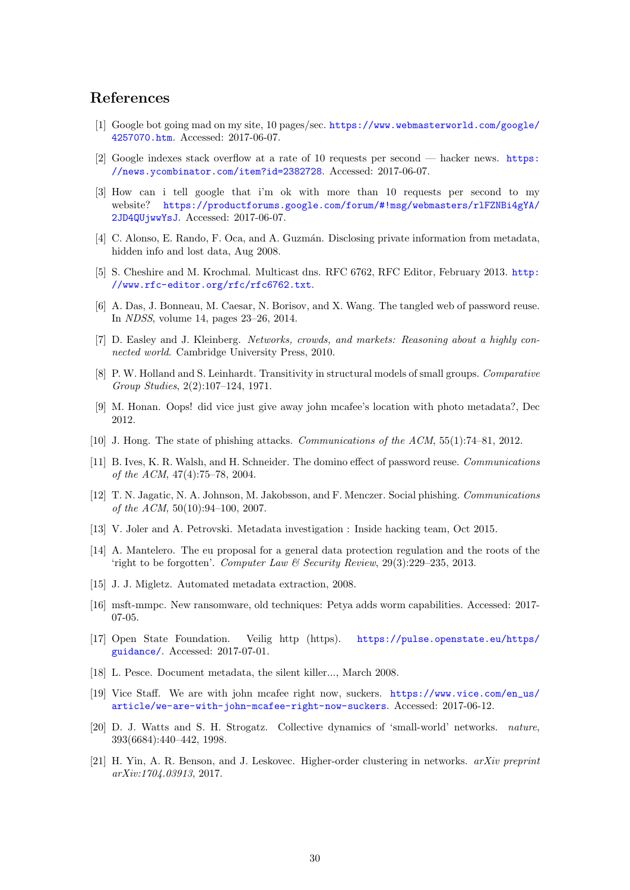## References

[1] Google bot going mad on my site, 10 pages/sec. https://www.webmasterworld.com/google/4257070.htm. Accessed: 2017-06-07.

[2] Google indexes stack overflow at a rate of 10 requests per second — hacker news. https://news.ycombinator.com/item?id=2382728. Accessed: 2017-06-07.

[3] How can i tell google that i'm ok with more than 10 requests per second to my website? https://productforums.google.com/forum/#!msg/webmasters/rlFZNBi4gYA/2JD4QUjwwYsJ. Accessed: 2017-06-07.

[4] C. Alonso, E. Rando, F. Oca, and A. Guzmán. Disclosing private information from metadata, hidden info and lost data, Aug 2008.

[5] S. Cheshire and M. Krochmal. Multicast dns. RFC 6762, RFC Editor, February 2013. http://www.rfc-editor.org/rfc/rfc6762.txt.

[6] A. Das, J. Bonneau, M. Caesar, N. Borisov, and X. Wang. The tangled web of password reuse. In *NDSS*, volume 14, pages 23–26, 2014.

[7] D. Easley and J. Kleinberg. *Networks, crowds, and markets: Reasoning about a highly connected world*. Cambridge University Press, 2010.

[8] P. W. Holland and S. Leinhardt. Transitivity in structural models of small groups. *Comparative Group Studies*, 2(2):107–124, 1971.

[9] M. Honan. Oops! did vice just give away john mcafee's location with photo metadata?, Dec 2012.

[10] J. Hong. The state of phishing attacks. *Communications of the ACM*, 55(1):74–81, 2012.

[11] B. Ives, K. R. Walsh, and H. Schneider. The domino effect of password reuse. *Communications of the ACM*, 47(4):75–78, 2004.

[12] T. N. Jagatic, N. A. Johnson, M. Jakobsson, and F. Menczer. Social phishing. *Communications of the ACM*, 50(10):94–100, 2007.

[13] V. Joler and A. Petrovski. Metadata investigation : Inside hacking team, Oct 2015.

[14] A. Mantelero. The eu proposal for a general data protection regulation and the roots of the 'right to be forgotten'. *Computer Law & Security Review*, 29(3):229–235, 2013.

[15] J. J. Migletz. Automated metadata extraction, 2008.

[16] msft-mmpc. New ransomware, old techniques: Petya adds worm capabilities. Accessed: 2017-07-05.

[17] Open State Foundation. Veilig http (https). https://pulse.openstate.eu/https/guidance/. Accessed: 2017-07-01.

[18] L. Pesce. Document metadata, the silent killer..., March 2008.

[19] Vice Staff. We are with john mcafee right now, suckers. https://www.vice.com/en_us/article/we-are-with-john-mcafee-right-now-suckers. Accessed: 2017-06-12.

[20] D. J. Watts and S. H. Strogatz. Collective dynamics of 'small-world' networks. *nature*, 393(6684):440–442, 1998.

[21] H. Yin, A. R. Benson, and J. Leskovec. Higher-order clustering in networks. *arXiv preprint arXiv:1704.03913*, 2017.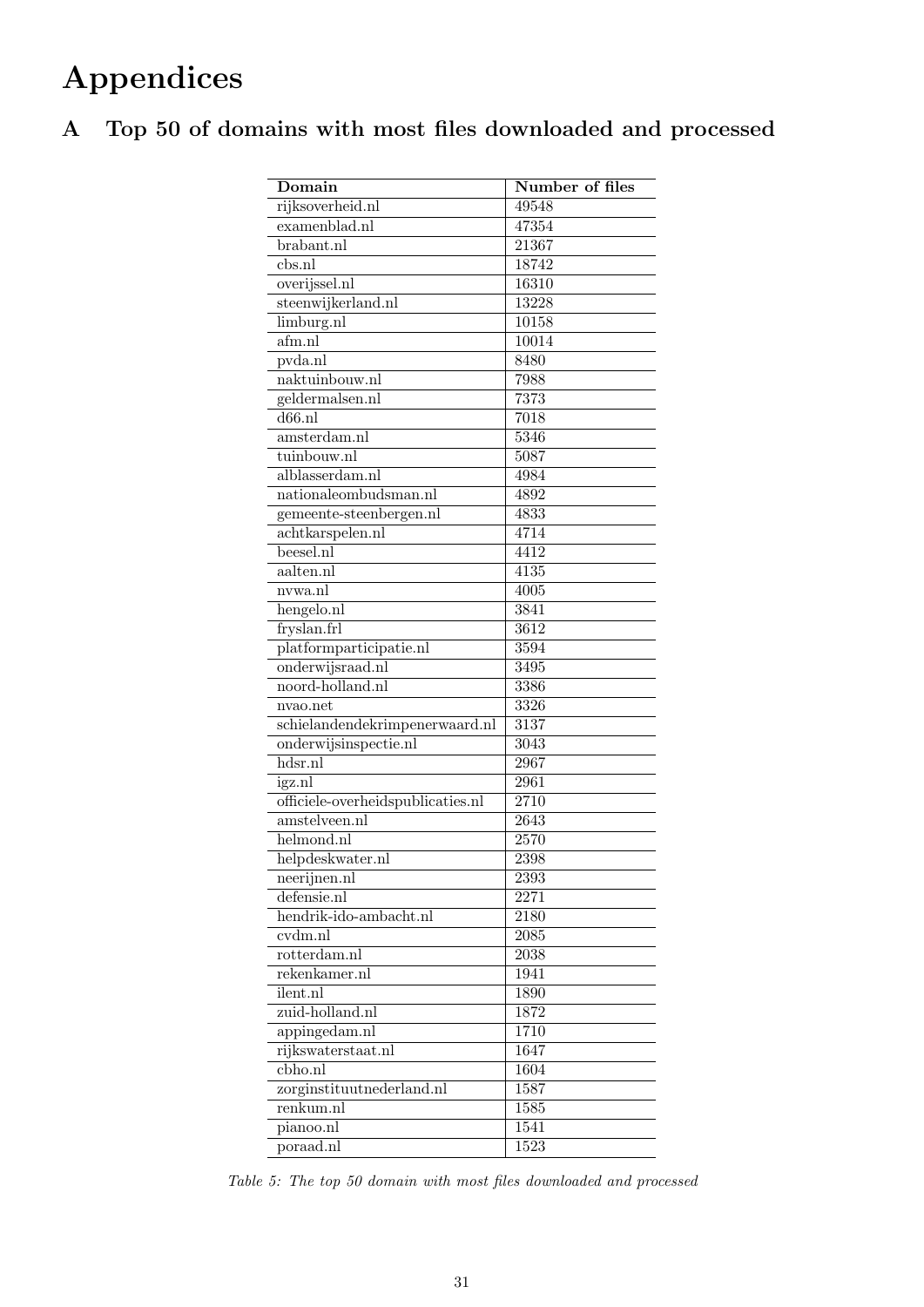# Appendices

## A Top 50 of domains with most files downloaded and processed

| Domain | Number of files |
|---|---|
| rijksoverheid.nl | 49548 |
| examenblad.nl | 47354 |
| brabant.nl | 21367 |
| cbs.nl | 18742 |
| overijssel.nl | 16310 |
| steenwijkerland.nl | 13228 |
| limburg.nl | 10158 |
| afm.nl | 10014 |
| pvda.nl | 8480 |
| naktuinbouw.nl | 7988 |
| geldermalsen.nl | 7373 |
| d66.nl | 7018 |
| amsterdam.nl | 5346 |
| tuinbouw.nl | 5087 |
| alblasserdam.nl | 4984 |
| nationaleombudsman.nl | 4892 |
| gemeente-steenbergen.nl | 4833 |
| achtkarspelen.nl | 4714 |
| beesel.nl | 4412 |
| aalten.nl | 4135 |
| nvwa.nl | 4005 |
| hengelo.nl | 3841 |
| fryslan.frl | 3612 |
| platformparticipatie.nl | 3594 |
| onderwijsraad.nl | 3495 |
| noord-holland.nl | 3386 |
| nvao.net | 3326 |
| schielandendekrimpenerwaard.nl | 3137 |
| onderwijsinspectie.nl | 3043 |
| hdsr.nl | 2967 |
| igz.nl | 2961 |
| officiele-overheidspublicaties.nl | 2710 |
| amstelveen.nl | 2643 |
| helmond.nl | 2570 |
| helpdeskwater.nl | 2398 |
| neerijnen.nl | 2393 |
| defensie.nl | 2271 |
| hendrik-ido-ambacht.nl | 2180 |
| cvdm.nl | 2085 |
| rotterdam.nl | 2038 |
| rekenkamer.nl | 1941 |
| ilent.nl | 1890 |
| zuid-holland.nl | 1872 |
| appingedam.nl | 1710 |
| rijkswaterstaat.nl | 1647 |
| cbho.nl | 1604 |
| zorginstituutnederland.nl | 1587 |
| renkum.nl | 1585 |
| pianoo.nl | 1541 |
| poraad.nl | 1523 |

*Table 5: The top 50 domain with most files downloaded and processed*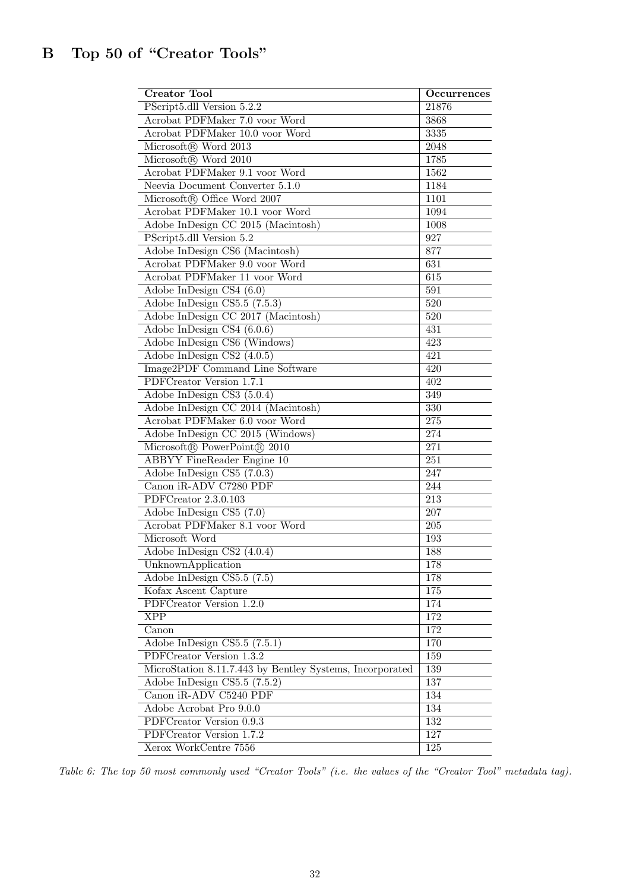# B Top 50 of "Creator Tools"

| Creator Tool | Occurrences |
|---|---|
| PScript5.dll Version 5.2.2 | 21876 |
| Acrobat PDFMaker 7.0 voor Word | 3868 |
| Acrobat PDFMaker 10.0 voor Word | 3335 |
| Microsoft® Word 2013 | 2048 |
| Microsoft® Word 2010 | 1785 |
| Acrobat PDFMaker 9.1 voor Word | 1562 |
| Neevia Document Converter 5.1.0 | 1184 |
| Microsoft® Office Word 2007 | 1101 |
| Acrobat PDFMaker 10.1 voor Word | 1094 |
| Adobe InDesign CC 2015 (Macintosh) | 1008 |
| PScript5.dll Version 5.2 | 927 |
| Adobe InDesign CS6 (Macintosh) | 877 |
| Acrobat PDFMaker 9.0 voor Word | 631 |
| Acrobat PDFMaker 11 voor Word | 615 |
| Adobe InDesign CS4 (6.0) | 591 |
| Adobe InDesign CS5.5 (7.5.3) | 520 |
| Adobe InDesign CC 2017 (Macintosh) | 520 |
| Adobe InDesign CS4 (6.0.6) | 431 |
| Adobe InDesign CS6 (Windows) | 423 |
| Adobe InDesign CS2 (4.0.5) | 421 |
| Image2PDF Command Line Software | 420 |
| PDFCreator Version 1.7.1 | 402 |
| Adobe InDesign CS3 (5.0.4) | 349 |
| Adobe InDesign CC 2014 (Macintosh) | 330 |
| Acrobat PDFMaker 6.0 voor Word | 275 |
| Adobe InDesign CC 2015 (Windows) | 274 |
| Microsoft® PowerPoint® 2010 | 271 |
| ABBYY FineReader Engine 10 | 251 |
| Adobe InDesign CS5 (7.0.3) | 247 |
| Canon iR-ADV C7280 PDF | 244 |
| PDFCreator 2.3.0.103 | 213 |
| Adobe InDesign CS5 (7.0) | 207 |
| Acrobat PDFMaker 8.1 voor Word | 205 |
| Microsoft Word | 193 |
| Adobe InDesign CS2 (4.0.4) | 188 |
| UnknownApplication | 178 |
| Adobe InDesign CS5.5 (7.5) | 178 |
| Kofax Ascent Capture | 175 |
| PDFCreator Version 1.2.0 | 174 |
| XPP | 172 |
| Canon | 172 |
| Adobe InDesign CS5.5 (7.5.1) | 170 |
| PDFCreator Version 1.3.2 | 159 |
| MicroStation 8.11.7.443 by Bentley Systems, Incorporated | 139 |
| Adobe InDesign CS5.5 (7.5.2) | 137 |
| Canon iR-ADV C5240 PDF | 134 |
| Adobe Acrobat Pro 9.0.0 | 134 |
| PDFCreator Version 0.9.3 | 132 |
| PDFCreator Version 1.7.2 | 127 |
| Xerox WorkCentre 7556 | 125 |

*Table 6: The top 50 most commonly used "Creator Tools" (i.e. the values of the "Creator Tool" metadata tag).*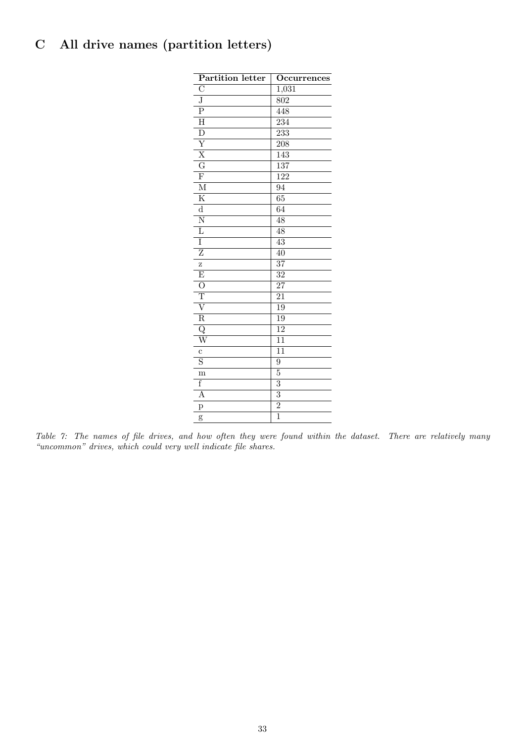# C All drive names (partition letters)

| Partition letter | Occurrences |
|---|---|
| C | 1,031 |
| J | 802 |
| P | 448 |
| H | 234 |
| D | 233 |
| Y | 208 |
| X | 143 |
| G | 137 |
| F | 122 |
| M | 94 |
| K | 65 |
| d | 64 |
| N | 48 |
| L | 48 |
| I | 43 |
| Z | 40 |
| z | 37 |
| E | 32 |
| O | 27 |
| T | 21 |
| V | 19 |
| R | 19 |
| Q | 12 |
| W | 11 |
| c | 11 |
| S | 9 |
| m | 5 |
| f | 3 |
| A | 3 |
| p | 2 |
| g | 1 |

*Table 7: The names of file drives, and how often they were found within the dataset. There are relatively many "uncommon" drives, which could very well indicate file shares.*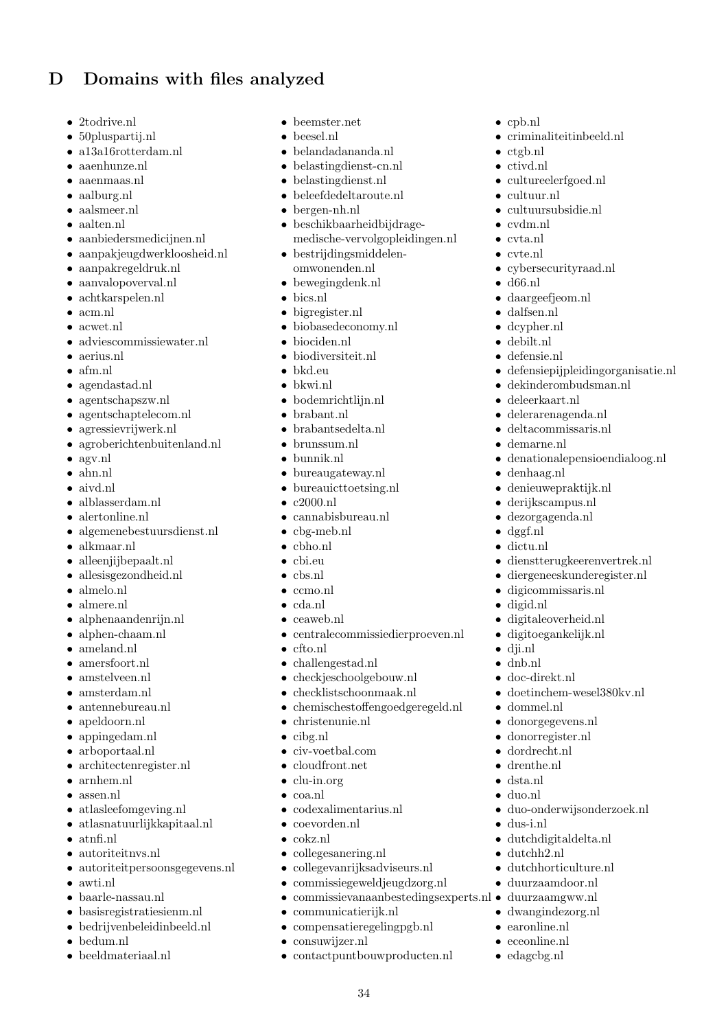# D Domains with files analyzed

- 2todrive.nl
- 50pluspartij.nl
- a13a16rotterdam.nl
- aaenhunze.nl
- aaenmaas.nl
- aalburg.nl
- aalsmeer.nl
- aalten.nl
- aanbiedersmedicijnen.nl
- aanpakjeugdwerkloosheid.nl
- aanpakregeldruk.nl
- aanvalopoverval.nl
- achtkarspelen.nl
- acm.nl
- acwet.nl
- adviescommissiewater.nl
- aerius.nl
- afm.nl
- agendastad.nl
- agentschapszw.nl
- agentschaptelecom.nl
- agressievrijwerk.nl
- agroberichtenbuitenland.nl
- agv.nl
- ahn.nl
- aivd.nl
- alblasserdam.nl
- alertonline.nl
- algemenebestuursdienst.nl
- alkmaar.nl
- alleenjijbepaalt.nl
- allesisgezondheid.nl
- almelo.nl
- almere.nl
- alphenaandenrijn.nl
- alphen-chaam.nl
- ameland.nl
- amersfoort.nl
- amstelveen.nl
- amsterdam.nl
- antennebureau.nl
- apeldoorn.nl
- appingedam.nl
- arboportaal.nl
- architectenregister.nl
- arnhem.nl
- assen.nl
- atlasleefomgeving.nl
- atlasnatuurlijkkapitaal.nl
- atnfi.nl
- autoriteitnvs.nl
- autoriteitpersoonsgegevens.nl
- awti.nl
- baarle-nassau.nl
- basisregistratiesienm.nl
- bedrijvenbeleidinbeeld.nl
- bedum.nl
- beeldmateriaal.nl
- beemster.net
- beesel.nl
- belandadananda.nl
- belastingdienst-cn.nl
- belastingdienst.nl
- beleefdedeltaroute.nl
- bergen-nh.nl
- beschikbaarheidbijdrage-medische-vervolgopleidingen.nl
- bestrijdingsmiddelen-omwonenden.nl
- bewegingdenk.nl
- bics.nl
- bigregister.nl
- biobasedeconomy.nl
- biociden.nl
- biodiversiteit.nl
- bkd.eu
- bkwi.nl
- bodemrichtlijn.nl
- brabant.nl
- brabantsedelta.nl
- brunssum.nl
- bunnik.nl
- bureaugateway.nl
- bureauicttoetsing.nl
- c2000.nl
- cannabisbureau.nl
- cbg-meb.nl
- cbho.nl
- cbi.eu
- cbs.nl
- ccmo.nl
- cda.nl
- ceaweb.nl
- centralecommissiedierproeven.nl
- cfto.nl
- challengestad.nl
- checkjeschoolgebouw.nl
- checklistschoonmaak.nl
- chemischestoffengoedgeregeld.nl
- christenunie.nl
- cibg.nl
- civ-voetbal.com
- cloudfront.net
- clu-in.org
- coa.nl
- codexalimentarius.nl
- coevorden.nl
- cokz.nl
- collegesanering.nl
- collegevanrijksadviseurs.nl
- commissiegeweldjeugdzorg.nl
- commissievanaanbestedingsexperts.nl
- communicatierijk.nl
- compensatieregelingpgb.nl
- consuwijzer.nl
- contactpuntbouwproducten.nl
- cpb.nl
- criminaliteitinbeeld.nl
- ctgb.nl
- ctivd.nl
- cultureelerfgoed.nl
- cultuur.nl
- cultuursubsidie.nl
- cvdm.nl
- cvta.nl
- cvte.nl
- cybersecurityraad.nl
- d66.nl
- daargeefjeom.nl
- dalfsen.nl
- dcypher.nl
- debilt.nl
- defensie.nl
- defensiepijpleidingorganisatie.nl
- dekinderombudsman.nl
- deleerkaart.nl
- delerarenagenda.nl
- deltacommissaris.nl
- demarne.nl
- denationalepensioendialoog.nl
- denhaag.nl
- denieuwepraktijk.nl
- derijkscampus.nl
- dezorgagenda.nl
- dggf.nl
- dictu.nl
- dienstterugkeerenvertrek.nl
- diergeneeskunderegister.nl
- digicommissaris.nl
- digid.nl
- digitaleoverheid.nl
- digitoegankelijk.nl
- dji.nl
- dnb.nl
- doc-direkt.nl
- doetinchem-wesel380kv.nl
- dommel.nl
- donorgegevens.nl
- donorregister.nl
- dordrecht.nl
- drenthe.nl
- dsta.nl
- duo.nl
- duo-onderwijsonderzoek.nl
- dus-i.nl
- dutchdigitaldelta.nl
- dutchh2.nl
- dutchhorticulture.nl
- duurzaamdoor.nl
- duurzaamgww.nl
- dwangindezorg.nl
- earonline.nl
- eceonline.nl
- edagcbg.nl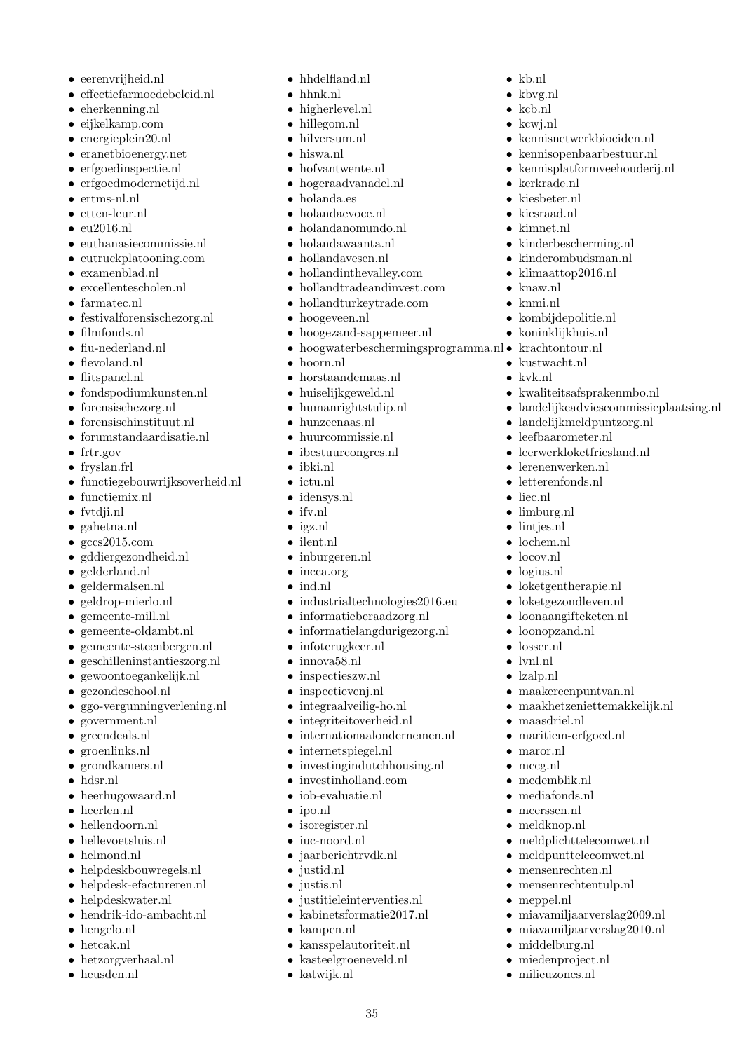- eerenvrijheid.nl
- effectiefarmoedebeleid.nl
- eherkenning.nl
- eijkelkamp.com
- energieplein20.nl
- eranetbioenergy.net
- erfgoedinspectie.nl
- erfgoedmodernetijd.nl
- ertms-nl.nl
- etten-leur.nl
- eu2016.nl
- euthanasiecommissie.nl
- eutruckplatooning.com
- examenblad.nl
- excellentescholen.nl
- farmatec.nl
- festivalforensischezorg.nl
- filmfonds.nl
- fiu-nederland.nl
- flevoland.nl
- flitspanel.nl
- fondspodiumkunsten.nl
- forensischezorg.nl
- forensischinstituut.nl
- forumstandaardisatie.nl
- frtr.gov
- fryslan.frl
- functiegebouwrijksoverheid.nl
- functiemix.nl
- fvtdji.nl
- gahetna.nl
- gccs2015.com
- gddiergezondheid.nl
- gelderland.nl
- geldermalsen.nl
- geldrop-mierlo.nl
- gemeente-mill.nl
- gemeente-oldambt.nl
- gemeente-steenbergen.nl
- geschilleninstantieszorg.nl
- gewoontoegankelijk.nl
- gezondeschool.nl
- ggo-vergunningverlening.nl
- government.nl
- greendeals.nl
- groenlinks.nl
- grondkamers.nl
- hdsr.nl
- heerhugowaard.nl
- heerlen.nl
- hellendoorn.nl
- hellevoetsluis.nl
- helmond.nl
- helpdeskbouwregels.nl
- helpdesk-efactureren.nl
- helpdeskwater.nl
- hendrik-ido-ambacht.nl
- hengelo.nl
- hetcak.nl
- hetzorgverhaal.nl
- heusden.nl
- hhdelfland.nl
- hhnk.nl
- higherlevel.nl
- hillegom.nl
- hilversum.nl
- hiswa.nl
- hofvantwente.nl
- hogeraadvanadel.nl
- holanda.es
- holandaevoce.nl
- holandanomundo.nl
- holandawaanta.nl
- hollandavesen.nl
- hollandinthevalley.com
- hollandtradeandinvest.com
- hollandturkeytrade.com
- hoogeveen.nl
- hoogezand-sappemeer.nl
- hoogwaterbeschermingsprogramma.nl
- hoorn.nl
- horstaandemaas.nl
- huiselijkgeweld.nl
- humanrightstulip.nl
- hunzeenaas.nl
- huurcommissie.nl
- ibestuurcongres.nl
- ibki.nl
- ictu.nl
- idensys.nl
- ifv.nl
- igz.nl
- ilent.nl
- inburgeren.nl
- incca.org
- ind.nl
- industrialtechnologies2016.eu
- informatieberaadzorg.nl
- informatielangdurigezorg.nl
- infoterugkeer.nl
- innova58.nl
- inspectieszw.nl
- inspectievenj.nl
- integraalveilig-ho.nl
- integriteitoverheid.nl
- internationaalondernemen.nl
- internetspiegel.nl
- investingindutchhousing.nl
- investinholland.com
- iob-evaluatie.nl
- ipo.nl
- isoregister.nl
- iuc-noord.nl
- jaarberichtrvdk.nl
- justid.nl
- justis.nl
- justitieleinterventies.nl
- kabinetsformatie2017.nl
- kampen.nl
- kansspelautoriteit.nl
- kasteelgroeneveld.nl
- katwijk.nl
- kb.nl
- kbvg.nl
- kcb.nl
- kcwj.nl
- kennisnetwerkbiociden.nl
- kennisopenbaarbestuur.nl
- kennisplatformveehouderij.nl
- kerkrade.nl
- kiesbeter.nl
- kiesraad.nl
- kimnet.nl
- kinderbescherming.nl
- kinderombudsman.nl
- klimaattop2016.nl
- knaw.nl
- knmi.nl
- kombijdepolitie.nl
- koninklijkhuis.nl
- krachtontour.nl
- kustwacht.nl
- kvk.nl
- kwaliteitsafsprakenmbo.nl
- landelijkeadviescommissieplaatsing.nl
- landelijkmeldpuntzorg.nl
- leefbaarometer.nl
- leerwerkloketfriesland.nl
- lerenenwerken.nl
- letterenfonds.nl
- liec.nl
- limburg.nl
- lintjes.nl
- lochem.nl
- locov.nl
- logius.nl
- loketgentherapie.nl
- loketgezondleven.nl
- loonaangifteketen.nl
- loonopzand.nl
- losser.nl
- lvnl.nl
- lzalp.nl
- maakereenpuntvan.nl
- maakhetzeniettemakkelijk.nl
- maasdriel.nl
- maritiem-erfgoed.nl
- maror.nl
- mccg.nl
- medemblik.nl
- mediafonds.nl
- meerssen.nl
- meldknop.nl
- meldplichttelecomwet.nl
- meldpunttelecomwet.nl
- mensenrechten.nl
- mensenrechtentulp.nl
- meppel.nl
- miavamiljaarverslag2009.nl
- miavamiljaarverslag2010.nl
- middelburg.nl
- miedenproject.nl
- milieuzones.nl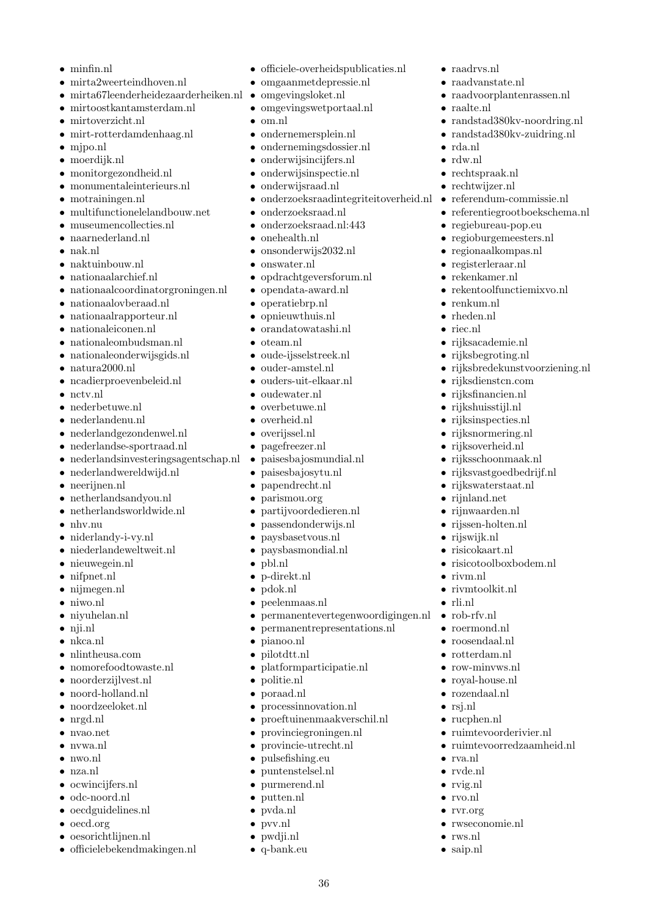- minfin.nl
- mirta2weerteindhoven.nl
- mirta67leenderheidezaarderheiken.nl
- mirtoostkantamsterdam.nl
- mirtoverzicht.nl
- mirt-rotterdamdenhaag.nl
- mjpo.nl
- moerdijk.nl
- monitorgezondheid.nl
- monumentaleinterieurs.nl
- motrainingen.nl
- multifunctionelelandbouw.net
- museumencollecties.nl
- naarnederland.nl
- nak.nl
- naktuinbouw.nl
- nationaalarchief.nl
- nationaalcoordinatorgroningen.nl
- nationaalovberaad.nl
- nationaalrapporteur.nl
- nationaleiconen.nl
- nationaleombudsman.nl
- nationaleonderwijsgids.nl
- natura2000.nl
- ncadierproevenbeleid.nl
- nctv.nl
- nederbetuwe.nl
- nederlandenu.nl
- nederlandgezondenwel.nl
- nederlandse-sportraad.nl
- nederlandsinvesteringsagentschap.nl
- nederlandwereldwijd.nl
- neerijnen.nl
- netherlandsandyou.nl
- netherlandsworldwide.nl
- nhv.nu
- niderlandy-i-vy.nl
- niederlandeweltweit.nl
- nieuwegein.nl
- nifpnet.nl
- nijmegen.nl
- niwo.nl
- niyuhelan.nl
- nji.nl
- nkca.nl
- nlintheusa.com
- nomorefoodtowaste.nl
- noorderzijlvest.nl
- noord-holland.nl
- noordzeeloket.nl
- nrgd.nl
- nvao.net
- nvwa.nl
- nwo.nl
- nza.nl
- ocwincijfers.nl
- odc-noord.nl
- oecdguidelines.nl
- oecd.org
- oesorichtlijnen.nl
- officielebekendmakingen.nl
- officiele-overheidspublicaties.nl
- omgaanmetdepressie.nl
- omgevingsloket.nl
- omgevingswetportaal.nl
- om.nl
- ondernemersplein.nl
- ondernemingsdossier.nl
- onderwijsincijfers.nl
- onderwijsinspectie.nl
- onderwijsraad.nl
- onderzoeksraadintegriteitoverheid.nl
- onderzoeksraad.nl
- onderzoeksraad.nl:443
- onehealth.nl
- onsonderwijs2032.nl
- onswater.nl
- opdrachtgeversforum.nl
- opendata-award.nl
- operatiebrp.nl
- opnieuwthuis.nl
- orandatowatashi.nl
- oteam.nl
- oude-ijsselstreek.nl
- ouder-amstel.nl
- ouders-uit-elkaar.nl
- oudewater.nl
- overbetuwe.nl
- overheid.nl
- overijssel.nl
- pagefreezer.nl
- paisesbajosmundial.nl
- paisesbajosytu.nl
- papendrecht.nl
- parismou.org
- partijvoordedieren.nl
- passendonderwijs.nl
- paysbasetvous.nl
- paysbasmondial.nl
- pbl.nl
- p-direkt.nl
- pdok.nl
- peelenmaas.nl
- permanentevertegenwoordigingen.nl
- permanentrepresentations.nl
- pianoo.nl
- pilotdtt.nl
- platformparticipatie.nl
- politie.nl
- poraad.nl
- processinnovation.nl
- proeftuinenmaakverschil.nl
- provinciegroningen.nl
- provincie-utrecht.nl
- pulsefishing.eu
- puntenstelsel.nl
- purmerend.nl
- putten.nl
- pvda.nl
- pvv.nl
- pwdji.nl
- q-bank.eu
- raadrvs.nl
- raadvanstate.nl
- raadvoorplantenrassen.nl
- raalte.nl
- randstad380kv-noordring.nl
- randstad380kv-zuidring.nl
- rda.nl
- rdw.nl
- rechtspraak.nl
- rechtwijzer.nl
- referendum-commissie.nl
- referentiegrootboekschema.nl
- regiebureau-pop.eu
- regioburgemeesters.nl
- regionaalkompas.nl
- registerleraar.nl
- rekenkamer.nl
- rekentoolfunctiemixvo.nl
- renkum.nl
- rheden.nl
- riec.nl
- rijksacademie.nl
- rijksbegroting.nl
- rijksbredekunstvoorziening.nl
- rijksdienstcn.com
- rijksfinancien.nl
- rijkshuisstijl.nl
- rijksinspecties.nl
- rijksnormering.nl
- rijksoverheid.nl
- rijksschoonmaak.nl
- rijksvastgoedbedrijf.nl
- rijkswaterstaat.nl
- rijnland.net
- rijnwaarden.nl
- rijssen-holten.nl
- rijswijk.nl
- risicokaart.nl
- risicotoolboxbodem.nl
- rivm.nl
- rivmtoolkit.nl
- rli.nl
- rob-rfv.nl
- roermond.nl
- roosendaal.nl
- rotterdam.nl
- row-minvws.nl
- royal-house.nl
- rozendaal.nl
- rsj.nl
- rucphen.nl
- ruimtevoorderivier.nl
- ruimtevoorredzaamheid.nl
- rva.nl
- rvde.nl
- rvig.nl
- rvo.nl
- rvr.org
- rwseconomie.nl
- rws.nl
- saip.nl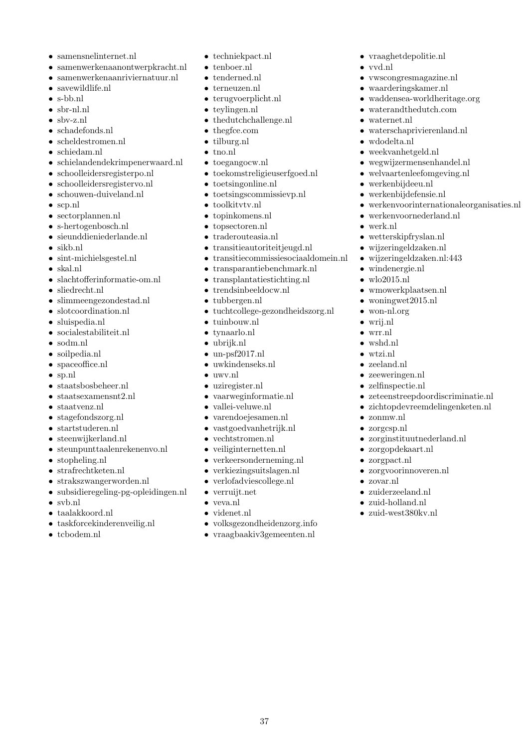- samensnelinternet.nl
- samenwerkenaanontwerpkracht.nl
- samenwerkenaanriviernatuur.nl
- savewildlife.nl
- s-bb.nl
- sbr-nl.nl
- sbv-z.nl
- schadefonds.nl
- scheldestromen.nl
- schiedam.nl
- schielandendekrimpenerwaard.nl
- schoolleidersregisterpo.nl
- schoolleidersregistervo.nl
- schouwen-duiveland.nl
- scp.nl
- sectorplannen.nl
- s-hertogenbosch.nl
- sieunddieniederlande.nl
- sikb.nl
- sint-michielsgestel.nl
- skal.nl
- slachtofferinformatie-om.nl
- sliedrecht.nl
- slimmeengezondestad.nl
- slotcoordination.nl
- sluispedia.nl
- socialestabiliteit.nl
- sodm.nl
- soilpedia.nl
- spaceoffice.nl
- sp.nl
- staatsbosbeheer.nl
- staatsexamensnt2.nl
- staatvenz.nl
- stagefondszorg.nl
- startstuderen.nl
- steenwijkerland.nl
- steunpunttaalenrekenenvo.nl
- stopheling.nl
- strafrechtketen.nl
- strakszwangerworden.nl
- subsidieregeling-pg-opleidingen.nl
- svb.nl
- taalakkoord.nl
- taskforcekinderenveilig.nl
- tcbodem.nl
- techniekpact.nl
- tenboer.nl
- tenderned.nl
- terneuzen.nl
- terugvoerplicht.nl
- teylingen.nl
- thedutchchallenge.nl
- thegfce.com
- tilburg.nl
- tno.nl
- toegangocw.nl
- toekomstreligieuserfgoed.nl
- toetsingonline.nl
- toetsingscommissievp.nl
- toolkitvtv.nl
- topinkomens.nl
- topsectoren.nl
- traderouteasia.nl
- transitieautoriteitjeugd.nl
- transitiecommissiesociaaldomein.nl
- transparantiebenchmark.nl
- transplantatiestichting.nl
- trendsinbeeldocw.nl
- tubbergen.nl
- tuchtcollege-gezondheidszorg.nl
- tuinbouw.nl
- tynaarlo.nl
- ubrijk.nl
- un-psf2017.nl
- uwkindenseks.nl
- uwv.nl
- uziregister.nl
- vaarweginformatie.nl
- vallei-veluwe.nl
- varendoejesamen.nl
- vastgoedvanhetrijk.nl
- vechtstromen.nl
- veiliginternetten.nl
- verkeersonderneming.nl
- verkiezingsuitslagen.nl
- verlofadviescollege.nl
- verruijt.net
- veva.nl
- videnet.nl
- volksgezondheidenzorg.info
- vraagbaakiv3gemeenten.nl
- vraaghetdepolitie.nl
- vvd.nl
- vwscongresmagazine.nl
- waarderingskamer.nl
- waddensea-worldheritage.org
- waterandthedutch.com
- waternet.nl
- waterschaprivierenland.nl
- wdodelta.nl
- weekvanhetgeld.nl
- wegwijzermensenhandel.nl
- welvaartenleefomgeving.nl
- werkenbijdeeu.nl
- werkenbijdefensie.nl
- werkenvoorinternationaleorganisaties.nl
- werkenvoornederland.nl
- werk.nl
- wetterskipfryslan.nl
- wijzeringeldzaken.nl
- wijzeringeldzaken.nl:443
- windenergie.nl
- wlo2015.nl
- wmowerkplaatsen.nl
- woningwet2015.nl
- won-nl.org
- wrij.nl
- wrr.nl
- wshd.nl
- wtzi.nl
- zeeland.nl
- zeeweringen.nl
- zelfinspectie.nl
- zeteenstreepdoordiscriminatie.nl
- zichtopdevreemdelingenketen.nl
- zonmw.nl
- zorgcsp.nl
- zorginstituutnederland.nl
- zorgopdekaart.nl
- zorgpact.nl
- zorgvoorinnoveren.nl
- zovar.nl
- zuiderzeeland.nl
- zuid-holland.nl
- zuid-west380kv.nl